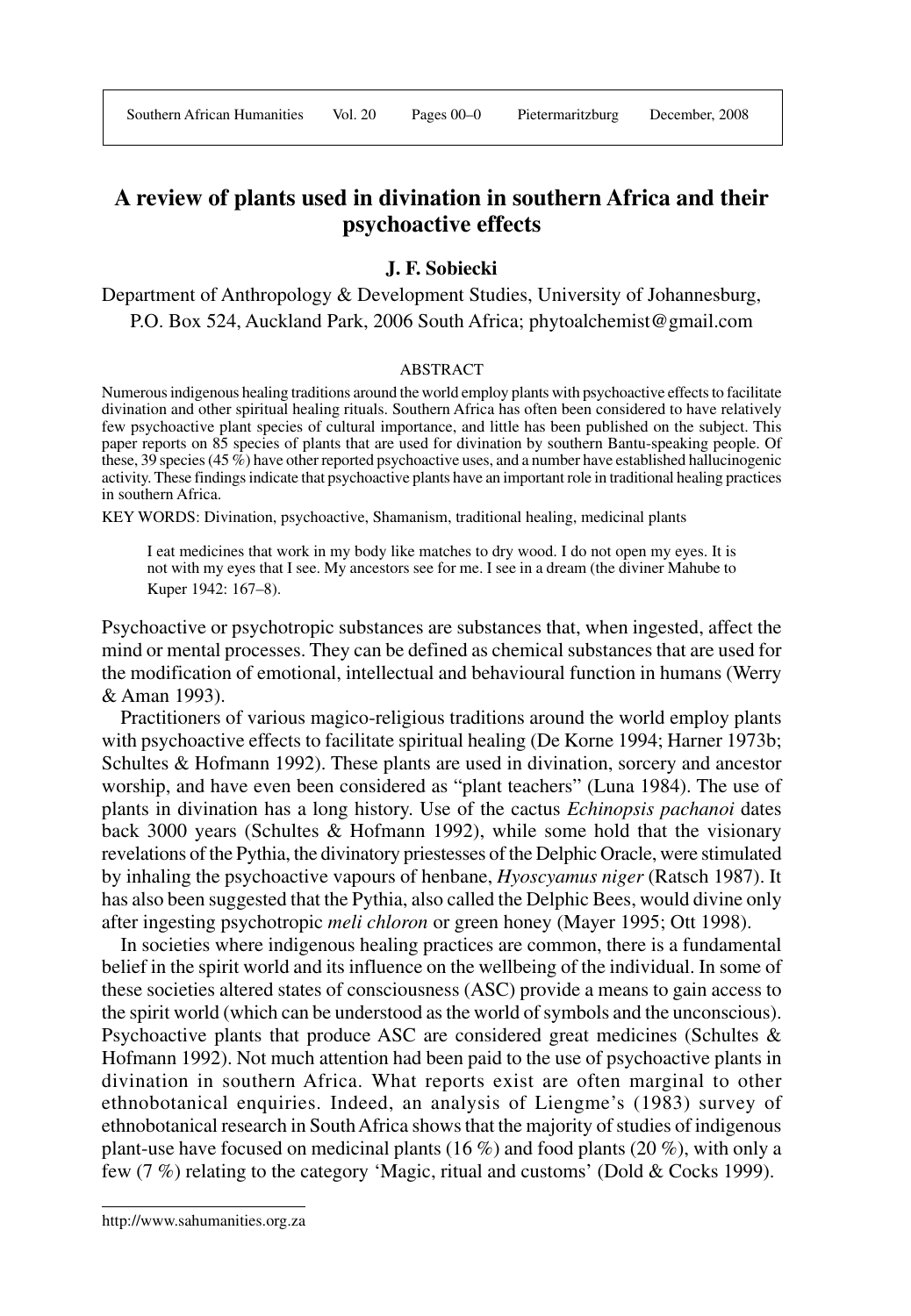# A review of plants used in divination in southern Africa and their psychoactive effects

**J. F. Sobiecki**

Department of Anthropology & Development Studies, University of Johannesburg, P.O. Box 524, Auckland Park, 2006 South Africa; phytoalchemist@gmail.com

## ABSTRACT

Numerous indigenous healing traditions around the world employ plants with psychoactive effects to facilitate divination and other spiritual healing rituals. Southern Africa has often been considered to have relatively few psychoactive plant species of cultural importance, and little has been published on the subject. This paper reports on 85 species of plants that are used for divination by southern Bantu-speaking people. Of these, 39 species (45 %) have other reported psychoactive uses, and a number have established hallucinogenic activity. These findings indicate that psychoactive plants have an important role in traditional healing practices in southern Africa.

KEY WORDS: Divination, psychoactive, Shamanism, traditional healing, medicinal plants

> I eat medicines that work in my body like matches to dry wood. I do not open my eyes. It is not with my eyes that I see. My ancestors see for me. I see in a dream (the diviner Mahube to Kuper 1942: 167–8).

Psychoactive or psychotropic substances are substances that, when ingested, affect the mind or mental processes. They can be defined as chemical substances that are used for the modification of emotional, intellectual and behavioural function in humans (Werry & Aman 1993).

Practitioners of various magico-religious traditions around the world employ plants with psychoactive effects to facilitate spiritual healing (De Korne 1994; Harner 1973b; Schultes & Hofmann 1992). These plants are used in divination, sorcery and ancestor worship, and have even been considered as "plant teachers" (Luna 1984). The use of plants in divination has a long history. Use of the cactus *Echinopsis pachanoi* dates back 3000 years (Schultes & Hofmann 1992), while some hold that the visionary revelations of the Pythia, the divinatory priestesses of the Delphic Oracle, were stimulated by inhaling the psychoactive vapours of henbane, *Hyoscyamus niger* (Ratsch 1987). It has also been suggested that the Pythia, also called the Delphic Bees, would divine only after ingesting psychotropic *meli chloron* or green honey (Mayer 1995; Ott 1998).

In societies where indigenous healing practices are common, there is a fundamental belief in the spirit world and its influence on the wellbeing of the individual. In some of these societies altered states of consciousness (ASC) provide a means to gain access to the spirit world (which can be understood as the world of symbols and the unconscious). Psychoactive plants that produce ASC are considered great medicines (Schultes & Hofmann 1992). Not much attention had been paid to the use of psychoactive plants in divination in southern Africa. What reports exist are often marginal to other ethnobotanical enquiries. Indeed, an analysis of Liengme's (1983) survey of ethnobotanical research in South Africa shows that the majority of studies of indigenous plant-use have focused on medicinal plants (16 %) and food plants (20 %), with only a few (7 %) relating to the category 'Magic, ritual and customs' (Dold & Cocks 1999).

http://www.sahumanities.org.za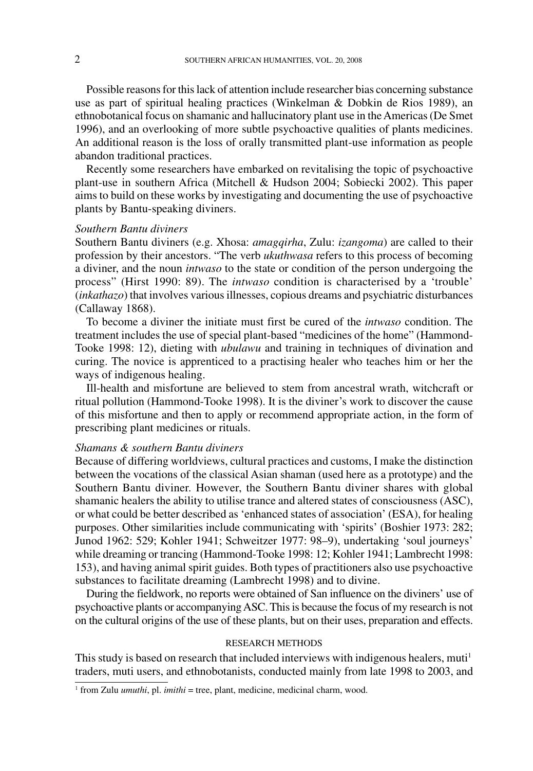Possible reasons for this lack of attention include researcher bias concerning substance use as part of spiritual healing practices (Winkelman & Dobkin de Rios 1989), an ethnobotanical focus on shamanic and hallucinatory plant use in the Americas (De Smet 1996), and an overlooking of more subtle psychoactive qualities of plants medicines. An additional reason is the loss of orally transmitted plant-use information as people abandon traditional practices.

Recently some researchers have embarked on revitalising the topic of psychoactive plant-use in southern Africa (Mitchell & Hudson 2004; Sobiecki 2002). This paper aims to build on these works by investigating and documenting the use of psychoactive plants by Bantu-speaking diviners.

### *Southern Bantu diviners*

Southern Bantu diviners (e.g. Xhosa: *amagqirha*, Zulu: *izangoma*) are called to their profession by their ancestors. "The verb *ukuthwasa* refers to this process of becoming a diviner, and the noun *intwaso* to the state or condition of the person undergoing the process" (Hirst 1990: 89). The *intwaso* condition is characterised by a 'trouble' (*inkathazo*) that involves various illnesses, copious dreams and psychiatric disturbances (Callaway 1868).

To become a diviner the initiate must first be cured of the *intwaso* condition. The treatment includes the use of special plant-based "medicines of the home" (Hammond-Tooke 1998: 12), dieting with *ubulawu* and training in techniques of divination and curing. The novice is apprenticed to a practising healer who teaches him or her the ways of indigenous healing.

Ill-health and misfortune are believed to stem from ancestral wrath, witchcraft or ritual pollution (Hammond-Tooke 1998). It is the diviner's work to discover the cause of this misfortune and then to apply or recommend appropriate action, in the form of prescribing plant medicines or rituals.

### *Shamans & southern Bantu diviners*

Because of differing worldviews, cultural practices and customs, I make the distinction between the vocations of the classical Asian shaman (used here as a prototype) and the Southern Bantu diviner. However, the Southern Bantu diviner shares with global shamanic healers the ability to utilise trance and altered states of consciousness (ASC), or what could be better described as 'enhanced states of association' (ESA), for healing purposes. Other similarities include communicating with 'spirits' (Boshier 1973: 282; Junod 1962: 529; Kohler 1941; Schweitzer 1977: 98–9), undertaking 'soul journeys' while dreaming or trancing (Hammond-Tooke 1998: 12; Kohler 1941; Lambrecht 1998: 153), and having animal spirit guides. Both types of practitioners also use psychoactive substances to facilitate dreaming (Lambrecht 1998) and to divine.

During the fieldwork, no reports were obtained of San influence on the diviners' use of psychoactive plants or accompanying ASC. This is because the focus of my research is not on the cultural origins of the use of these plants, but on their uses, preparation and effects.

## RESEARCH METHODS

This study is based on research that included interviews with indigenous healers, muti[1] traders, muti users, and ethnobotanists, conducted mainly from late 1998 to 2003, and

[1] from Zulu *umuthi*, pl. *imithi* = tree, plant, medicine, medicinal charm, wood.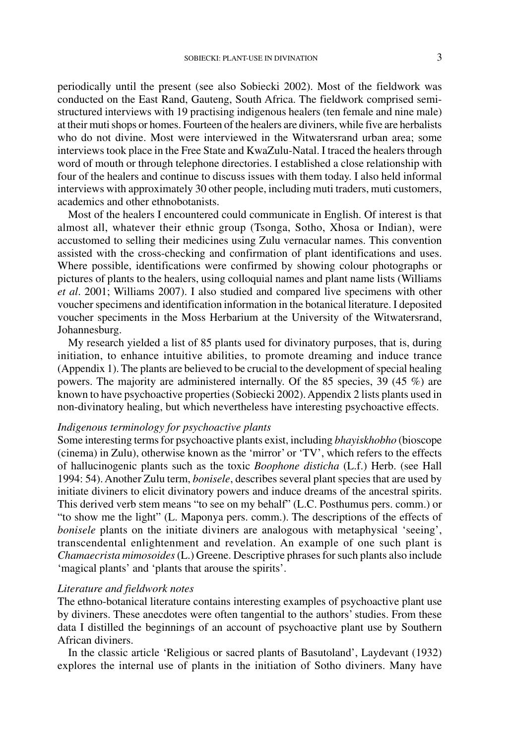periodically until the present (see also Sobiecki 2002). Most of the fieldwork was conducted on the East Rand, Gauteng, South Africa. The fieldwork comprised semi-structured interviews with 19 practising indigenous healers (ten female and nine male) at their muti shops or homes. Fourteen of the healers are diviners, while five are herbalists who do not divine. Most were interviewed in the Witwatersrand urban area; some interviews took place in the Free State and KwaZulu-Natal. I traced the healers through word of mouth or through telephone directories. I established a close relationship with four of the healers and continue to discuss issues with them today. I also held informal interviews with approximately 30 other people, including muti traders, muti customers, academics and other ethnobotanists.

Most of the healers I encountered could communicate in English. Of interest is that almost all, whatever their ethnic group (Tsonga, Sotho, Xhosa or Indian), were accustomed to selling their medicines using Zulu vernacular names. This convention assisted with the cross-checking and confirmation of plant identifications and uses. Where possible, identifications were confirmed by showing colour photographs or pictures of plants to the healers, using colloquial names and plant name lists (Williams *et al*. 2001; Williams 2007). I also studied and compared live specimens with other voucher specimens and identification information in the botanical literature. I deposited voucher speciments in the Moss Herbarium at the University of the Witwatersrand, Johannesburg.

My research yielded a list of 85 plants used for divinatory purposes, that is, during initiation, to enhance intuitive abilities, to promote dreaming and induce trance (Appendix 1). The plants are believed to be crucial to the development of special healing powers. The majority are administered internally. Of the 85 species, 39 (45 %) are known to have psychoactive properties (Sobiecki 2002). Appendix 2 lists plants used in non-divinatory healing, but which nevertheless have interesting psychoactive effects.

### *Indigenous terminology for psychoactive plants*

Some interesting terms for psychoactive plants exist, including *bhayiskhobho* (bioscope (cinema) in Zulu), otherwise known as the 'mirror' or 'TV', which refers to the effects of hallucinogenic plants such as the toxic *Boophone disticha* (L.f.) Herb. (see Hall 1994: 54). Another Zulu term, *bonisele*, describes several plant species that are used by initiate diviners to elicit divinatory powers and induce dreams of the ancestral spirits. This derived verb stem means "to see on my behalf" (L.C. Posthumus pers. comm.) or "to show me the light" (L. Maponya pers. comm.). The descriptions of the effects of *bonisele* plants on the initiate diviners are analogous with metaphysical 'seeing', transcendental enlightenment and revelation. An example of one such plant is *Chamaecrista mimosoides* (L.) Greene. Descriptive phrases for such plants also include 'magical plants' and 'plants that arouse the spirits'.

### *Literature and fieldwork notes*

The ethno-botanical literature contains interesting examples of psychoactive plant use by diviners. These anecdotes were often tangential to the authors' studies. From these data I distilled the beginnings of an account of psychoactive plant use by Southern African diviners.

In the classic article 'Religious or sacred plants of Basutoland', Laydevant (1932) explores the internal use of plants in the initiation of Sotho diviners. Many have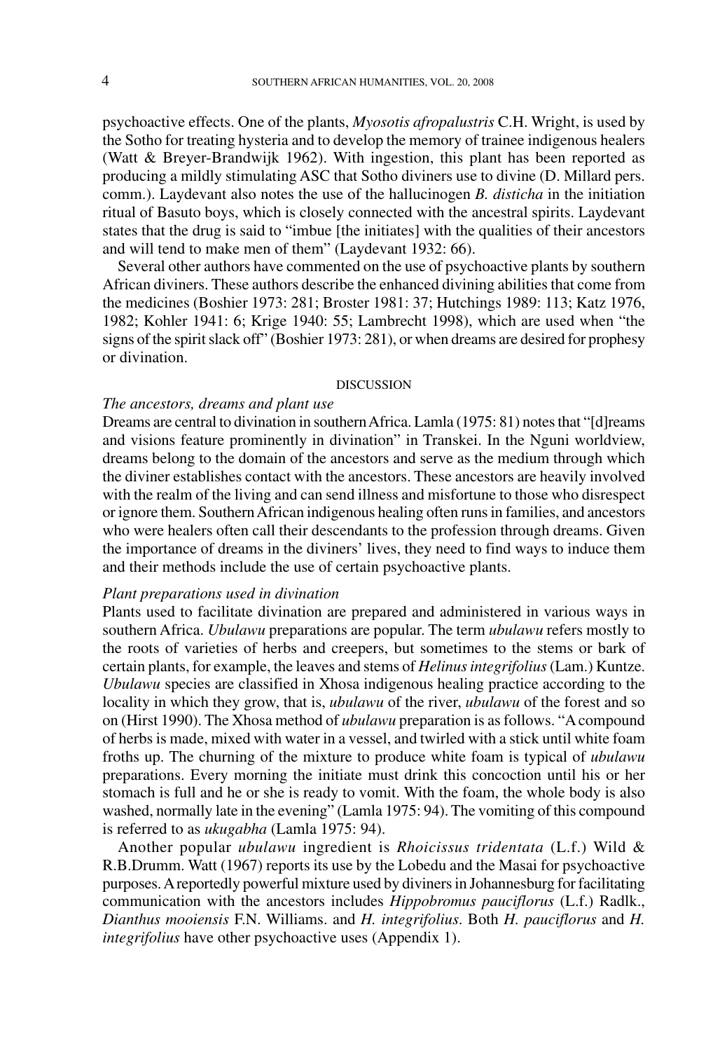psychoactive effects. One of the plants, *Myosotis afropalustris* C.H. Wright, is used by the Sotho for treating hysteria and to develop the memory of trainee indigenous healers (Watt & Breyer-Brandwijk 1962). With ingestion, this plant has been reported as producing a mildly stimulating ASC that Sotho diviners use to divine (D. Millard pers. comm.). Laydevant also notes the use of the hallucinogen *B. disticha* in the initiation ritual of Basuto boys, which is closely connected with the ancestral spirits. Laydevant states that the drug is said to "imbue [the initiates] with the qualities of their ancestors and will tend to make men of them" (Laydevant 1932: 66).

Several other authors have commented on the use of psychoactive plants by southern African diviners. These authors describe the enhanced divining abilities that come from the medicines (Boshier 1973: 281; Broster 1981: 37; Hutchings 1989: 113; Katz 1976, 1982; Kohler 1941: 6; Krige 1940: 55; Lambrecht 1998), which are used when "the signs of the spirit slack off" (Boshier 1973: 281), or when dreams are desired for prophesy or divination.

## DISCUSSION

### *The ancestors, dreams and plant use*

Dreams are central to divination in southern Africa. Lamla (1975: 81) notes that "[d]reams and visions feature prominently in divination" in Transkei. In the Nguni worldview, dreams belong to the domain of the ancestors and serve as the medium through which the diviner establishes contact with the ancestors. These ancestors are heavily involved with the realm of the living and can send illness and misfortune to those who disrespect or ignore them. Southern African indigenous healing often runs in families, and ancestors who were healers often call their descendants to the profession through dreams. Given the importance of dreams in the diviners' lives, they need to find ways to induce them and their methods include the use of certain psychoactive plants.

### *Plant preparations used in divination*

Plants used to facilitate divination are prepared and administered in various ways in southern Africa. *Ubulawu* preparations are popular. The term *ubulawu* refers mostly to the roots of varieties of herbs and creepers, but sometimes to the stems or bark of certain plants, for example, the leaves and stems of *Helinus integrifolius* (Lam.) Kuntze. *Ubulawu* species are classified in Xhosa indigenous healing practice according to the locality in which they grow, that is, *ubulawu* of the river, *ubulawu* of the forest and so on (Hirst 1990). The Xhosa method of *ubulawu* preparation is as follows. "A compound of herbs is made, mixed with water in a vessel, and twirled with a stick until white foam froths up. The churning of the mixture to produce white foam is typical of *ubulawu* preparations. Every morning the initiate must drink this concoction until his or her stomach is full and he or she is ready to vomit. With the foam, the whole body is also washed, normally late in the evening" (Lamla 1975: 94). The vomiting of this compound is referred to as *ukugabha* (Lamla 1975: 94).

Another popular *ubulawu* ingredient is *Rhoicissus tridentata* (L.f.) Wild & R.B.Drumm. Watt (1967) reports its use by the Lobedu and the Masai for psychoactive purposes. A reportedly powerful mixture used by diviners in Johannesburg for facilitating communication with the ancestors includes *Hippobromus pauciflorus* (L.f.) Radlk., *Dianthus mooiensis* F.N. Williams. and *H. integrifolius*. Both *H. pauciflorus* and *H. integrifolius* have other psychoactive uses (Appendix 1).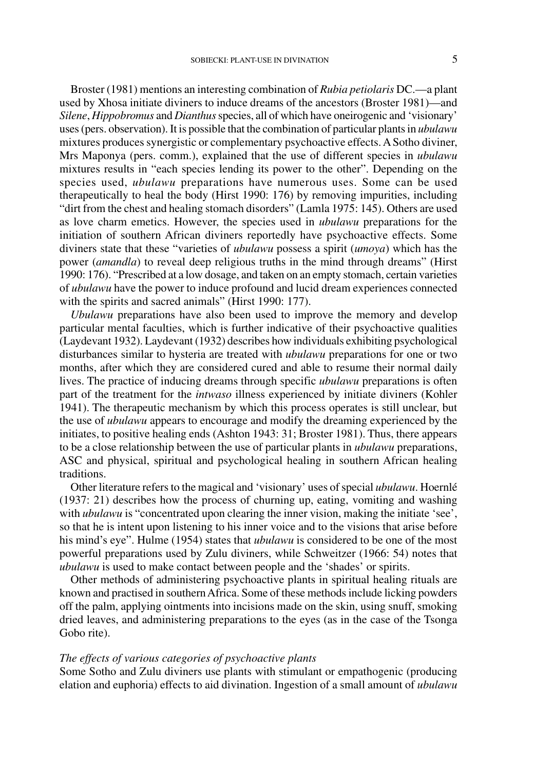Broster (1981) mentions an interesting combination of *Rubia petiolaris* DC.—a plant used by Xhosa initiate diviners to induce dreams of the ancestors (Broster 1981)—and *Silene*, *Hippobromus* and *Dianthus* species, all of which have oneirogenic and 'visionary' uses (pers. observation). It is possible that the combination of particular plants in *ubulawu* mixtures produces synergistic or complementary psychoactive effects. A Sotho diviner, Mrs Maponya (pers. comm.), explained that the use of different species in *ubulawu* mixtures results in "each species lending its power to the other". Depending on the species used, *ubulawu* preparations have numerous uses. Some can be used therapeutically to heal the body (Hirst 1990: 176) by removing impurities, including "dirt from the chest and healing stomach disorders" (Lamla 1975: 145). Others are used as love charm emetics. However, the species used in *ubulawu* preparations for the initiation of southern African diviners reportedly have psychoactive effects. Some diviners state that these "varieties of *ubulawu* possess a spirit (*umoya*) which has the power (*amandla*) to reveal deep religious truths in the mind through dreams" (Hirst 1990: 176). "Prescribed at a low dosage, and taken on an empty stomach, certain varieties of *ubulawu* have the power to induce profound and lucid dream experiences connected with the spirits and sacred animals" (Hirst 1990: 177).

*Ubulawu* preparations have also been used to improve the memory and develop particular mental faculties, which is further indicative of their psychoactive qualities (Laydevant 1932). Laydevant (1932) describes how individuals exhibiting psychological disturbances similar to hysteria are treated with *ubulawu* preparations for one or two months, after which they are considered cured and able to resume their normal daily lives. The practice of inducing dreams through specific *ubulawu* preparations is often part of the treatment for the *intwaso* illness experienced by initiate diviners (Kohler 1941). The therapeutic mechanism by which this process operates is still unclear, but the use of *ubulawu* appears to encourage and modify the dreaming experienced by the initiates, to positive healing ends (Ashton 1943: 31; Broster 1981). Thus, there appears to be a close relationship between the use of particular plants in *ubulawu* preparations, ASC and physical, spiritual and psychological healing in southern African healing traditions.

Other literature refers to the magical and 'visionary' uses of special *ubulawu*. Hoernlé (1937: 21) describes how the process of churning up, eating, vomiting and washing with *ubulawu* is "concentrated upon clearing the inner vision, making the initiate 'see', so that he is intent upon listening to his inner voice and to the visions that arise before his mind's eye". Hulme (1954) states that *ubulawu* is considered to be one of the most powerful preparations used by Zulu diviners, while Schweitzer (1966: 54) notes that *ubulawu* is used to make contact between people and the 'shades' or spirits.

Other methods of administering psychoactive plants in spiritual healing rituals are known and practised in southern Africa. Some of these methods include licking powders off the palm, applying ointments into incisions made on the skin, using snuff, smoking dried leaves, and administering preparations to the eyes (as in the case of the Tsonga Gobo rite).

### *The effects of various categories of psychoactive plants*

Some Sotho and Zulu diviners use plants with stimulant or empathogenic (producing elation and euphoria) effects to aid divination. Ingestion of a small amount of *ubulawu*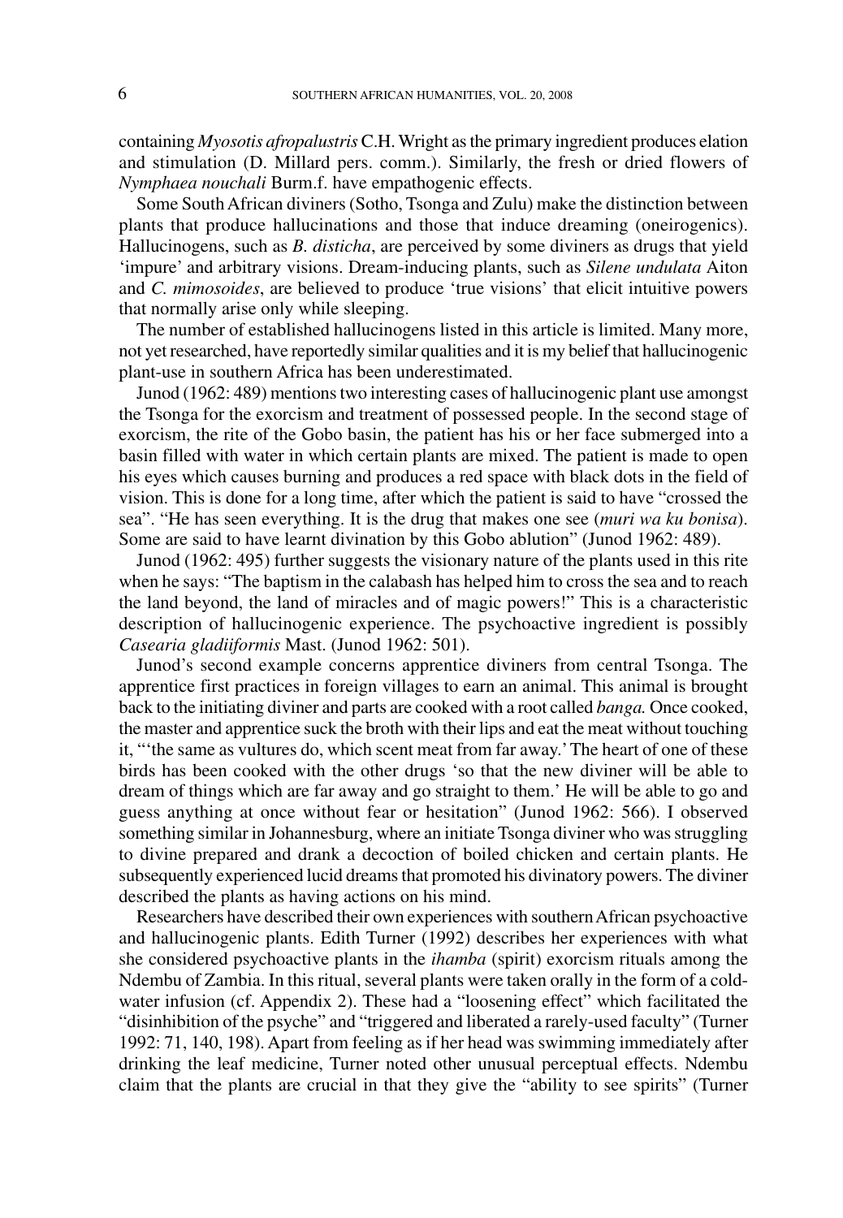containing *Myosotis afropalustris* C.H. Wright as the primary ingredient produces elation and stimulation (D. Millard pers. comm.). Similarly, the fresh or dried flowers of *Nymphaea nouchali* Burm.f. have empathogenic effects.

Some South African diviners (Sotho, Tsonga and Zulu) make the distinction between plants that produce hallucinations and those that induce dreaming (oneirogenics). Hallucinogens, such as *B. disticha*, are perceived by some diviners as drugs that yield 'impure' and arbitrary visions. Dream-inducing plants, such as *Silene undulata* Aiton and *C. mimosoides*, are believed to produce 'true visions' that elicit intuitive powers that normally arise only while sleeping.

The number of established hallucinogens listed in this article is limited. Many more, not yet researched, have reportedly similar qualities and it is my belief that hallucinogenic plant-use in southern Africa has been underestimated.

Junod (1962: 489) mentions two interesting cases of hallucinogenic plant use amongst the Tsonga for the exorcism and treatment of possessed people. In the second stage of exorcism, the rite of the Gobo basin, the patient has his or her face submerged into a basin filled with water in which certain plants are mixed. The patient is made to open his eyes which causes burning and produces a red space with black dots in the field of vision. This is done for a long time, after which the patient is said to have "crossed the sea". "He has seen everything. It is the drug that makes one see (*muri wa ku bonisa*). Some are said to have learnt divination by this Gobo ablution" (Junod 1962: 489).

Junod (1962: 495) further suggests the visionary nature of the plants used in this rite when he says: "The baptism in the calabash has helped him to cross the sea and to reach the land beyond, the land of miracles and of magic powers!" This is a characteristic description of hallucinogenic experience. The psychoactive ingredient is possibly *Casearia gladiiformis* Mast. (Junod 1962: 501).

Junod's second example concerns apprentice diviners from central Tsonga. The apprentice first practices in foreign villages to earn an animal. This animal is brought back to the initiating diviner and parts are cooked with a root called *banga.* Once cooked, the master and apprentice suck the broth with their lips and eat the meat without touching it, "'the same as vultures do, which scent meat from far away.' The heart of one of these birds has been cooked with the other drugs 'so that the new diviner will be able to dream of things which are far away and go straight to them.' He will be able to go and guess anything at once without fear or hesitation" (Junod 1962: 566). I observed something similar in Johannesburg, where an initiate Tsonga diviner who was struggling to divine prepared and drank a decoction of boiled chicken and certain plants. He subsequently experienced lucid dreams that promoted his divinatory powers. The diviner described the plants as having actions on his mind.

Researchers have described their own experiences with southern African psychoactive and hallucinogenic plants. Edith Turner (1992) describes her experiences with what she considered psychoactive plants in the *ihamba* (spirit) exorcism rituals among the Ndembu of Zambia. In this ritual, several plants were taken orally in the form of a cold-water infusion (cf. Appendix 2). These had a "loosening effect" which facilitated the "disinhibition of the psyche" and "triggered and liberated a rarely-used faculty" (Turner 1992: 71, 140, 198). Apart from feeling as if her head was swimming immediately after drinking the leaf medicine, Turner noted other unusual perceptual effects. Ndembu claim that the plants are crucial in that they give the "ability to see spirits" (Turner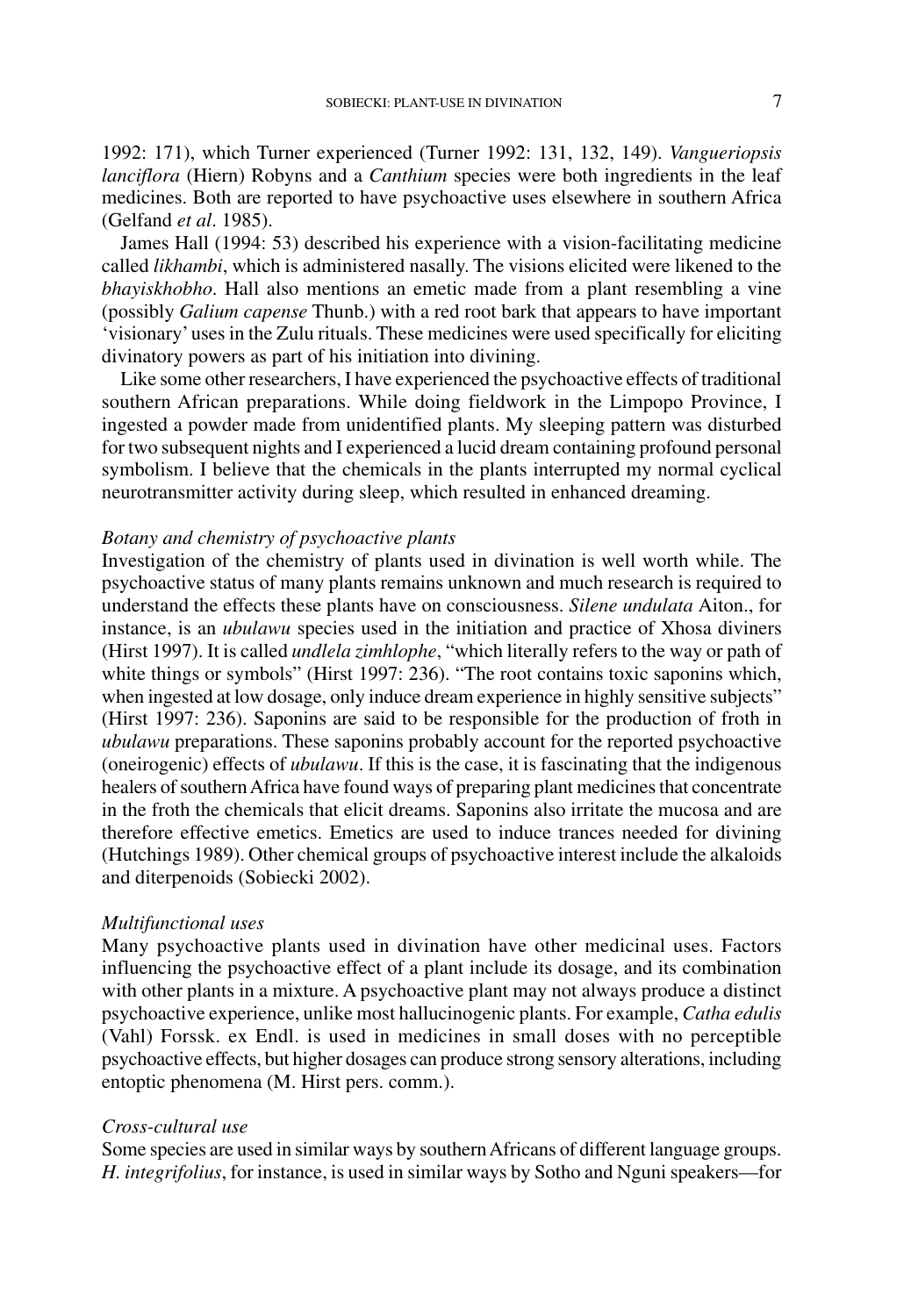1992: 171), which Turner experienced (Turner 1992: 131, 132, 149). *Vangueriopsis lanciflora* (Hiern) Robyns and a *Canthium* species were both ingredients in the leaf medicines. Both are reported to have psychoactive uses elsewhere in southern Africa (Gelfand *et al*. 1985).

James Hall (1994: 53) described his experience with a vision-facilitating medicine called *likhambi*, which is administered nasally. The visions elicited were likened to the *bhayiskhobho*. Hall also mentions an emetic made from a plant resembling a vine (possibly *Galium capense* Thunb.) with a red root bark that appears to have important 'visionary' uses in the Zulu rituals. These medicines were used specifically for eliciting divinatory powers as part of his initiation into divining.

Like some other researchers, I have experienced the psychoactive effects of traditional southern African preparations. While doing fieldwork in the Limpopo Province, I ingested a powder made from unidentified plants. My sleeping pattern was disturbed for two subsequent nights and I experienced a lucid dream containing profound personal symbolism. I believe that the chemicals in the plants interrupted my normal cyclical neurotransmitter activity during sleep, which resulted in enhanced dreaming.

*Botany and chemistry of psychoactive plants*

Investigation of the chemistry of plants used in divination is well worth while. The psychoactive status of many plants remains unknown and much research is required to understand the effects these plants have on consciousness. *Silene undulata* Aiton., for instance, is an *ubulawu* species used in the initiation and practice of Xhosa diviners (Hirst 1997). It is called *undlela zimhlophe*, "which literally refers to the way or path of white things or symbols" (Hirst 1997: 236). "The root contains toxic saponins which, when ingested at low dosage, only induce dream experience in highly sensitive subjects" (Hirst 1997: 236). Saponins are said to be responsible for the production of froth in *ubulawu* preparations. These saponins probably account for the reported psychoactive (oneirogenic) effects of *ubulawu*. If this is the case, it is fascinating that the indigenous healers of southern Africa have found ways of preparing plant medicines that concentrate in the froth the chemicals that elicit dreams. Saponins also irritate the mucosa and are therefore effective emetics. Emetics are used to induce trances needed for divining (Hutchings 1989). Other chemical groups of psychoactive interest include the alkaloids and diterpenoids (Sobiecki 2002).

*Multifunctional uses*

Many psychoactive plants used in divination have other medicinal uses. Factors influencing the psychoactive effect of a plant include its dosage, and its combination with other plants in a mixture. A psychoactive plant may not always produce a distinct psychoactive experience, unlike most hallucinogenic plants. For example, *Catha edulis* (Vahl) Forssk. ex Endl. is used in medicines in small doses with no perceptible psychoactive effects, but higher dosages can produce strong sensory alterations, including entoptic phenomena (M. Hirst pers. comm.).

*Cross-cultural use*

Some species are used in similar ways by southern Africans of different language groups. *H. integrifolius*, for instance, is used in similar ways by Sotho and Nguni speakers—for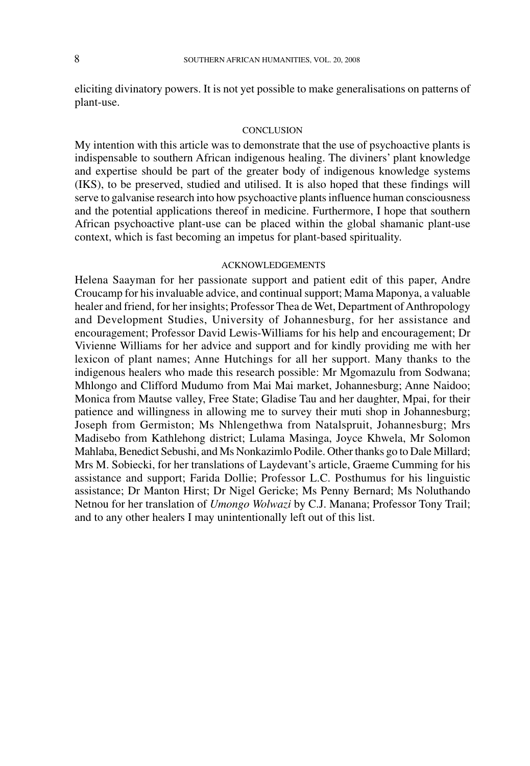eliciting divinatory powers. It is not yet possible to make generalisations on patterns of plant-use.

## CONCLUSION

My intention with this article was to demonstrate that the use of psychoactive plants is indispensable to southern African indigenous healing. The diviners' plant knowledge and expertise should be part of the greater body of indigenous knowledge systems (IKS), to be preserved, studied and utilised. It is also hoped that these findings will serve to galvanise research into how psychoactive plants influence human consciousness and the potential applications thereof in medicine. Furthermore, I hope that southern African psychoactive plant-use can be placed within the global shamanic plant-use context, which is fast becoming an impetus for plant-based spirituality.

## ACKNOWLEDGEMENTS

Helena Saayman for her passionate support and patient edit of this paper, Andre Croucamp for his invaluable advice, and continual support; Mama Maponya, a valuable healer and friend, for her insights; Professor Thea de Wet, Department of Anthropology and Development Studies, University of Johannesburg, for her assistance and encouragement; Professor David Lewis-Williams for his help and encouragement; Dr Vivienne Williams for her advice and support and for kindly providing me with her lexicon of plant names; Anne Hutchings for all her support. Many thanks to the indigenous healers who made this research possible: Mr Mgomazulu from Sodwana; Mhlongo and Clifford Mudumo from Mai Mai market, Johannesburg; Anne Naidoo; Monica from Mautse valley, Free State; Gladise Tau and her daughter, Mpai, for their patience and willingness in allowing me to survey their muti shop in Johannesburg; Joseph from Germiston; Ms Nhlengethwa from Natalspruit, Johannesburg; Mrs Madisebo from Kathlehong district; Lulama Masinga, Joyce Khwela, Mr Solomon Mahlaba, Benedict Sebushi, and Ms Nonkazimlo Podile. Other thanks go to Dale Millard; Mrs M. Sobiecki, for her translations of Laydevant's article, Graeme Cumming for his assistance and support; Farida Dollie; Professor L.C. Posthumus for his linguistic assistance; Dr Manton Hirst; Dr Nigel Gericke; Ms Penny Bernard; Ms Noluthando Netnou for her translation of *Umongo Wolwazi* by C.J. Manana; Professor Tony Trail; and to any other healers I may unintentionally left out of this list.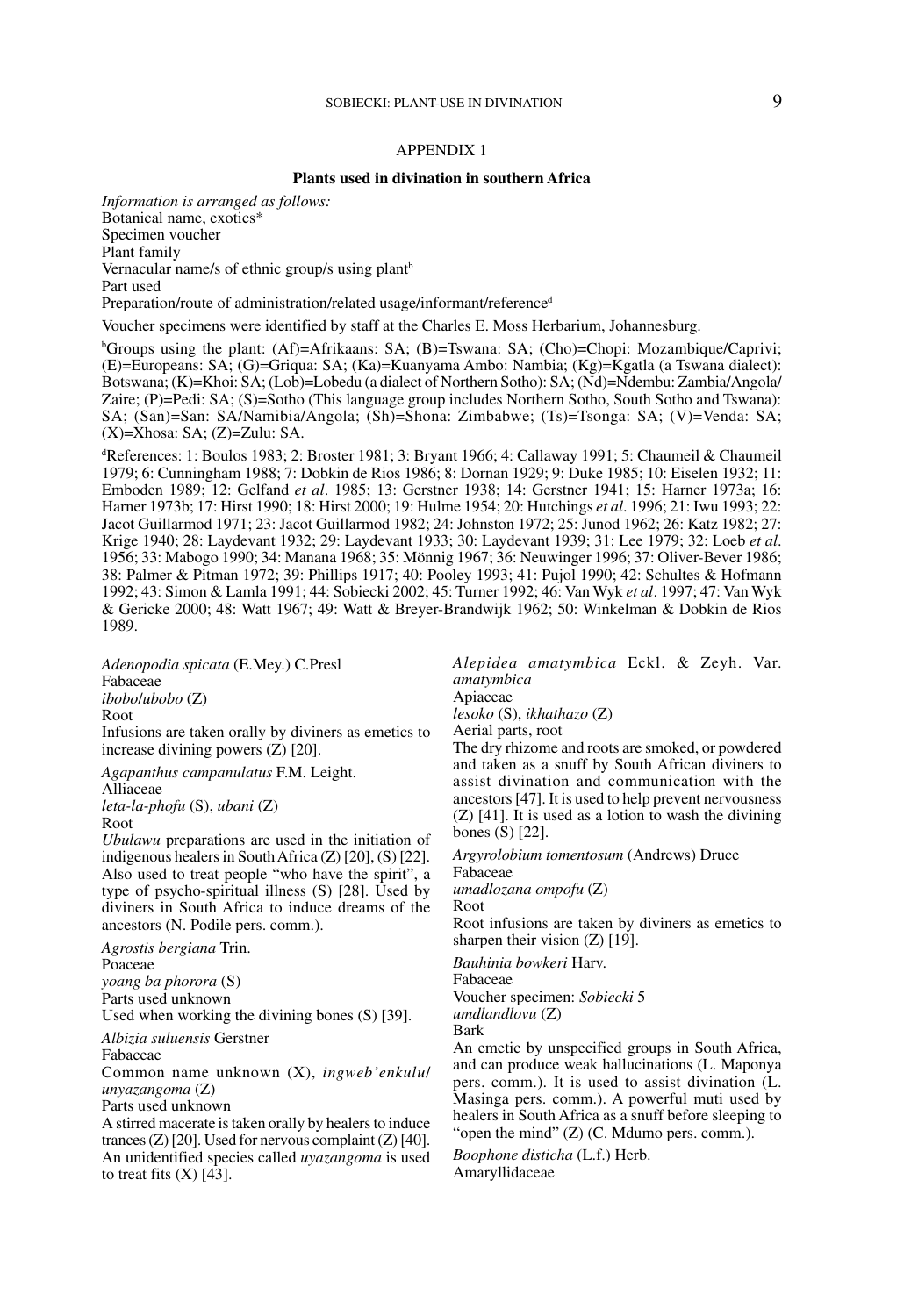## APPENDIX 1

### Plants used in divination in southern Africa

*Information is arranged as follows:*
Botanical name, exotics*
Specimen voucher
Plant family
Vernacular name/s of ethnic group/s using plant[b]
Part used
Preparation/route of administration/related usage/informant/reference[d]

Voucher specimens were identified by staff at the Charles E. Moss Herbarium, Johannesburg.

[b]Groups using the plant: (Af)=Afrikaans: SA; (B)=Tswana: SA; (Cho)=Chopi: Mozambique/Caprivi; (E)=Europeans: SA; (G)=Griqua: SA; (Ka)=Kuanyama Ambo: Nambia; (Kg)=Kgatla (a Tswana dialect): Botswana; (K)=Khoi: SA; (Lob)=Lobedu (a dialect of Northern Sotho): SA; (Nd)=Ndembu: Zambia/Angola/Zaire; (P)=Pedi: SA; (S)=Sotho (This language group includes Northern Sotho, South Sotho and Tswana): SA; (San)=San: SA/Namibia/Angola; (Sh)=Shona: Zimbabwe; (Ts)=Tsonga: SA; (V)=Venda: SA; (X)=Xhosa: SA; (Z)=Zulu: SA.

[d]References: 1: Boulos 1983; 2: Broster 1981; 3: Bryant 1966; 4: Callaway 1991; 5: Chaumeil & Chaumeil 1979; 6: Cunningham 1988; 7: Dobkin de Rios 1986; 8: Dornan 1929; 9: Duke 1985; 10: Eiselen 1932; 11: Emboden 1989; 12: Gelfand *et al*. 1985; 13: Gerstner 1938; 14: Gerstner 1941; 15: Harner 1973a; 16: Harner 1973b; 17: Hirst 1990; 18: Hirst 2000; 19: Hulme 1954; 20: Hutchings *et al*. 1996; 21: Iwu 1993; 22: Jacot Guillarmod 1971; 23: Jacot Guillarmod 1982; 24: Johnston 1972; 25: Junod 1962; 26: Katz 1982; 27: Krige 1940; 28: Laydevant 1932; 29: Laydevant 1933; 30: Laydevant 1939; 31: Lee 1979; 32: Loeb *et al*. 1956; 33: Mabogo 1990; 34: Manana 1968; 35: Mönnig 1967; 36: Neuwinger 1996; 37: Oliver-Bever 1986; 38: Palmer & Pitman 1972; 39: Phillips 1917; 40: Pooley 1993; 41: Pujol 1990; 42: Schultes & Hofmann 1992; 43: Simon & Lamla 1991; 44: Sobiecki 2002; 45: Turner 1992; 46: Van Wyk *et al*. 1997; 47: Van Wyk & Gericke 2000; 48: Watt 1967; 49: Watt & Breyer-Brandwijk 1962; 50: Winkelman & Dobkin de Rios 1989.

*Adenopodia spicata* (E.Mey.) C.Presl
Fabaceae
*ibobo*/*ubobo* (Z)
Root
Infusions are taken orally by diviners as emetics to increase divining powers (Z) [20].

*Agapanthus campanulatus* F.M. Leight.
Alliaceae
*leta-la-phofu* (S), *ubani* (Z)
Root
*Ubulawu* preparations are used in the initiation of indigenous healers in South Africa (Z) [20], (S) [22]. Also used to treat people "who have the spirit", a type of psycho-spiritual illness (S) [28]. Used by diviners in South Africa to induce dreams of the ancestors (N. Podile pers. comm.).

*Agrostis bergiana* Trin.
Poaceae
*yoang ba phorora* (S)
Parts used unknown
Used when working the divining bones (S) [39].

*Albizia suluensis* Gerstner
Fabaceae
Common name unknown (X), *ingweb'enkulu*/*unyazangoma* (Z)
Parts used unknown
A stirred macerate is taken orally by healers to induce trances (Z) [20]. Used for nervous complaint (Z) [40]. An unidentified species called *uyazangoma* is used to treat fits (X) [43].

*Alepidea amatymbica* Eckl. & Zeyh. Var. *amatymbica*
Apiaceae
*lesoko* (S), *ikhathazo* (Z)
Aerial parts, root
The dry rhizome and roots are smoked, or powdered and taken as a snuff by South African diviners to assist divination and communication with the ancestors [47]. It is used to help prevent nervousness (Z) [41]. It is used as a lotion to wash the divining bones (S) [22].

*Argyrolobium tomentosum* (Andrews) Druce
Fabaceae
*umadlozana ompofu* (Z)
Root
Root infusions are taken by diviners as emetics to sharpen their vision (Z) [19].

*Bauhinia bowkeri* Harv.
Fabaceae
Voucher specimen: *Sobiecki* 5
*umdlandlovu* (Z)
Bark
An emetic by unspecified groups in South Africa, and can produce weak hallucinations (L. Maponya pers. comm.). It is used to assist divination (L. Masinga pers. comm.). A powerful muti used by healers in South Africa as a snuff before sleeping to "open the mind" (Z) (C. Mdumo pers. comm.).

*Boophone disticha* (L.f.) Herb.
Amaryllidaceae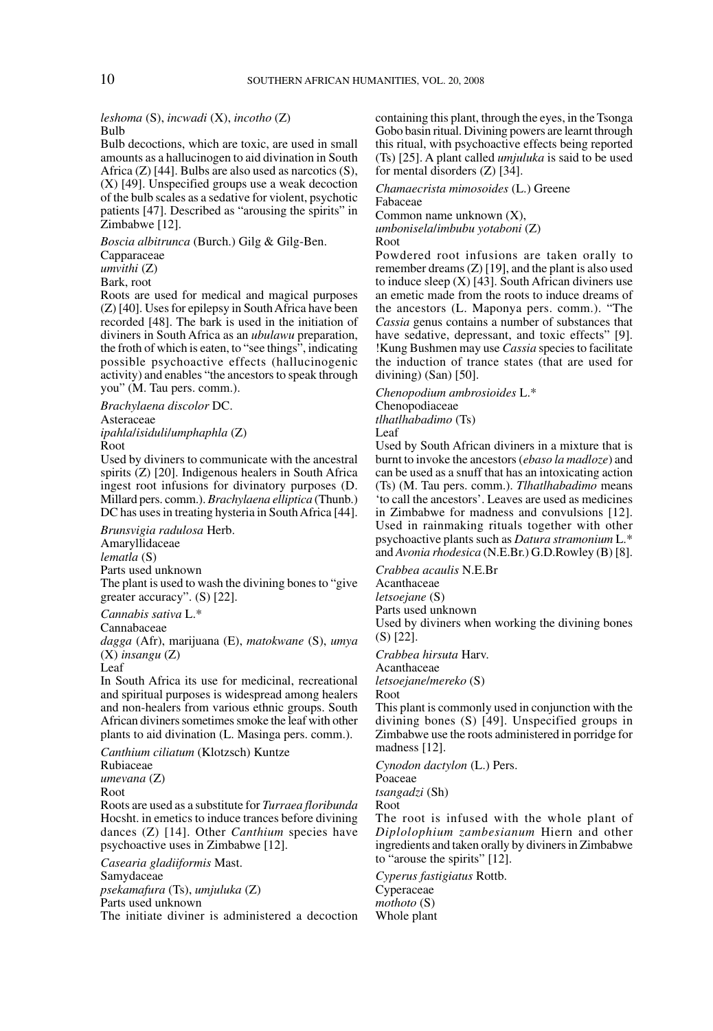*leshoma* (S), *incwadi* (X), *incotho* (Z)
Bulb
Bulb decoctions, which are toxic, are used in small amounts as a hallucinogen to aid divination in South Africa (Z) [44]. Bulbs are also used as narcotics (S), (X) [49]. Unspecified groups use a weak decoction of the bulb scales as a sedative for violent, psychotic patients [47]. Described as "arousing the spirits" in Zimbabwe [12].

*Boscia albitrunca* (Burch.) Gilg & Gilg-Ben.
Capparaceae
*umvithi* (Z)
Bark, root
Roots are used for medical and magical purposes (Z) [40]. Uses for epilepsy in South Africa have been recorded [48]. The bark is used in the initiation of diviners in South Africa as an *ubulawu* preparation, the froth of which is eaten, to "see things", indicating possible psychoactive effects (hallucinogenic activity) and enables "the ancestors to speak through you" (M. Tau pers. comm.).

*Brachylaena discolor* DC.
Asteraceae
*ipahla*/*isiduli*/*umphaphla* (Z)
Root
Used by diviners to communicate with the ancestral spirits (Z) [20]. Indigenous healers in South Africa ingest root infusions for divinatory purposes (D. Millard pers. comm.). *Brachylaena elliptica* (Thunb.) DC has uses in treating hysteria in South Africa [44].

*Brunsvigia radulosa* Herb.
Amaryllidaceae
*lematla* (S)
Parts used unknown
The plant is used to wash the divining bones to "give greater accuracy". (S) [22].

*Cannabis sativa* L.*
Cannabaceae
*dagga* (Afr), marijuana (E), *matokwane* (S), *umya* (X) *insangu* (Z)
Leaf
In South Africa its use for medicinal, recreational and spiritual purposes is widespread among healers and non-healers from various ethnic groups. South African diviners sometimes smoke the leaf with other plants to aid divination (L. Masinga pers. comm.).

*Canthium ciliatum* (Klotzsch) Kuntze
Rubiaceae
*umevana* (Z)
Root
Roots are used as a substitute for *Turraea floribunda* Hocsht. in emetics to induce trances before divining dances (Z) [14]. Other *Canthium* species have psychoactive uses in Zimbabwe [12].

*Casearia gladiiformis* Mast.
Samydaceae
*psekamafura* (Ts), *umjuluka* (Z)
Parts used unknown
The initiate diviner is administered a decoction containing this plant, through the eyes, in the Tsonga Gobo basin ritual. Divining powers are learnt through this ritual, with psychoactive effects being reported (Ts) [25]. A plant called *umjuluka* is said to be used for mental disorders (Z) [34].

*Chamaecrista mimosoides* (L.) Greene
Fabaceae
Common name unknown (X),
*umbonisela*/*imbubu yotaboni* (Z)
Root
Powdered root infusions are taken orally to remember dreams (Z) [19], and the plant is also used to induce sleep (X) [43]. South African diviners use an emetic made from the roots to induce dreams of the ancestors (L. Maponya pers. comm.). "The *Cassia* genus contains a number of substances that have sedative, depressant, and toxic effects" [9]. !Kung Bushmen may use *Cassia* species to facilitate the induction of trance states (that are used for divining) (San) [50].

*Chenopodium ambrosioides* L.*
Chenopodiaceae
*tlhatlhabadimo* (Ts)
Leaf
Used by South African diviners in a mixture that is burnt to invoke the ancestors (*ebaso la madloze*) and can be used as a snuff that has an intoxicating action (Ts) (M. Tau pers. comm.). *Tlhatlhabadimo* means 'to call the ancestors'. Leaves are used as medicines in Zimbabwe for madness and convulsions [12]. Used in rainmaking rituals together with other psychoactive plants such as *Datura stramonium* L.* and *Avonia rhodesica* (N.E.Br.) G.D.Rowley (B) [8].

*Crabbea acaulis* N.E.Br
Acanthaceae
*letsoejane* (S)
Parts used unknown
Used by diviners when working the divining bones (S) [22].

*Crabbea hirsuta* Harv.
Acanthaceae
*letsoejane*/*mereko* (S)
Root
This plant is commonly used in conjunction with the divining bones (S) [49]. Unspecified groups in Zimbabwe use the roots administered in porridge for madness [12].

*Cynodon dactylon* (L.) Pers.
Poaceae
*tsangadzi* (Sh)
Root
The root is infused with the whole plant of *Diplolophium zambesianum* Hiern and other ingredients and taken orally by diviners in Zimbabwe to "arouse the spirits" [12].

*Cyperus fastigiatus* Rottb.
Cyperaceae
*mothoto* (S)
Whole plant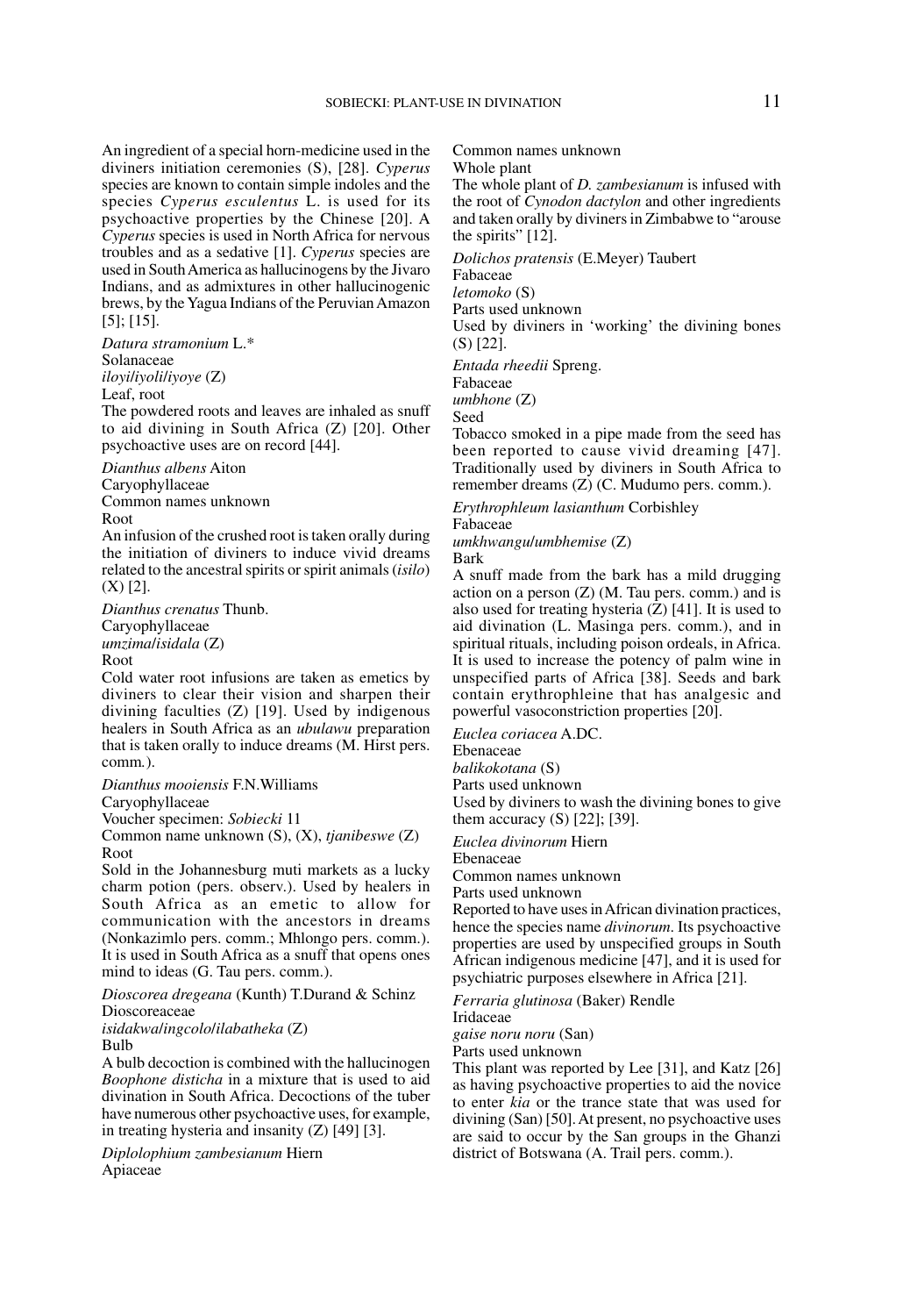An ingredient of a special horn-medicine used in the diviners initiation ceremonies (S), [28]. *Cyperus* species are known to contain simple indoles and the species *Cyperus esculentus* L. is used for its psychoactive properties by the Chinese [20]. A *Cyperus* species is used in North Africa for nervous troubles and as a sedative [1]. *Cyperus* species are used in South America as hallucinogens by the Jivaro Indians, and as admixtures in other hallucinogenic brews, by the Yagua Indians of the Peruvian Amazon [5]; [15].

*Datura stramonium* L.*
Solanaceae
*iloyi/iyoli/iyoye* (Z)
Leaf, root
The powdered roots and leaves are inhaled as snuff to aid divining in South Africa (Z) [20]. Other psychoactive uses are on record [44].

*Dianthus albens* Aiton
Caryophyllaceae
Common names unknown
Root
An infusion of the crushed root is taken orally during the initiation of diviners to induce vivid dreams related to the ancestral spirits or spirit animals (*isilo*) (X) [2].

*Dianthus crenatus* Thunb.
Caryophyllaceae
*umzima/isidala* (Z)
Root
Cold water root infusions are taken as emetics by diviners to clear their vision and sharpen their divining faculties (Z) [19]. Used by indigenous healers in South Africa as an *ubulawu* preparation that is taken orally to induce dreams (M. Hirst pers. comm.).

*Dianthus mooiensis* F.N.Williams
Caryophyllaceae
Voucher specimen: *Sobiecki* 11
Common name unknown (S), (X), *tjanibeswe* (Z)
Root
Sold in the Johannesburg muti markets as a lucky charm potion (pers. observ.). Used by healers in South Africa as an emetic to allow for communication with the ancestors in dreams (Nonkazimlo pers. comm.; Mhlongo pers. comm.). It is used in South Africa as a snuff that opens ones mind to ideas (G. Tau pers. comm.).

*Dioscorea dregeana* (Kunth) T.Durand & Schinz
Dioscoreaceae
*isidakwa/ingcolo/ilabatheka* (Z)
Bulb
A bulb decoction is combined with the hallucinogen *Boophone disticha* in a mixture that is used to aid divination in South Africa. Decoctions of the tuber have numerous other psychoactive uses, for example, in treating hysteria and insanity (Z) [49] [3].

*Diplolophium zambesianum* Hiern
Apiaceae
Common names unknown
Whole plant
The whole plant of *D. zambesianum* is infused with the root of *Cynodon dactylon* and other ingredients and taken orally by diviners in Zimbabwe to "arouse the spirits" [12].

*Dolichos pratensis* (E.Meyer) Taubert
Fabaceae
*letomoko* (S)
Parts used unknown
Used by diviners in 'working' the divining bones (S) [22].

*Entada rheedii* Spreng.
Fabaceae
*umbhone* (Z)
Seed
Tobacco smoked in a pipe made from the seed has been reported to cause vivid dreaming [47]. Traditionally used by diviners in South Africa to remember dreams (Z) (C. Mudumo pers. comm.).

*Erythrophleum lasianthum* Corbishley
Fabaceae
*umkhwangu/umbhemise* (Z)
Bark
A snuff made from the bark has a mild drugging action on a person (Z) (M. Tau pers. comm.) and is also used for treating hysteria (Z) [41]. It is used to aid divination (L. Masinga pers. comm.), and in spiritual rituals, including poison ordeals, in Africa. It is used to increase the potency of palm wine in unspecified parts of Africa [38]. Seeds and bark contain erythrophleine that has analgesic and powerful vasoconstriction properties [20].

*Euclea coriacea* A.DC.
Ebenaceae
*balikokotana* (S)
Parts used unknown
Used by diviners to wash the divining bones to give them accuracy (S) [22]; [39].

*Euclea divinorum* Hiern
Ebenaceae
Common names unknown
Parts used unknown
Reported to have uses in African divination practices, hence the species name *divinorum*. Its psychoactive properties are used by unspecified groups in South African indigenous medicine [47], and it is used for psychiatric purposes elsewhere in Africa [21].

*Ferraria glutinosa* (Baker) Rendle
Iridaceae
*gaise noru noru* (San)
Parts used unknown
This plant was reported by Lee [31], and Katz [26] as having psychoactive properties to aid the novice to enter *kia* or the trance state that was used for divining (San) [50]. At present, no psychoactive uses are said to occur by the San groups in the Ghanzi district of Botswana (A. Trail pers. comm.).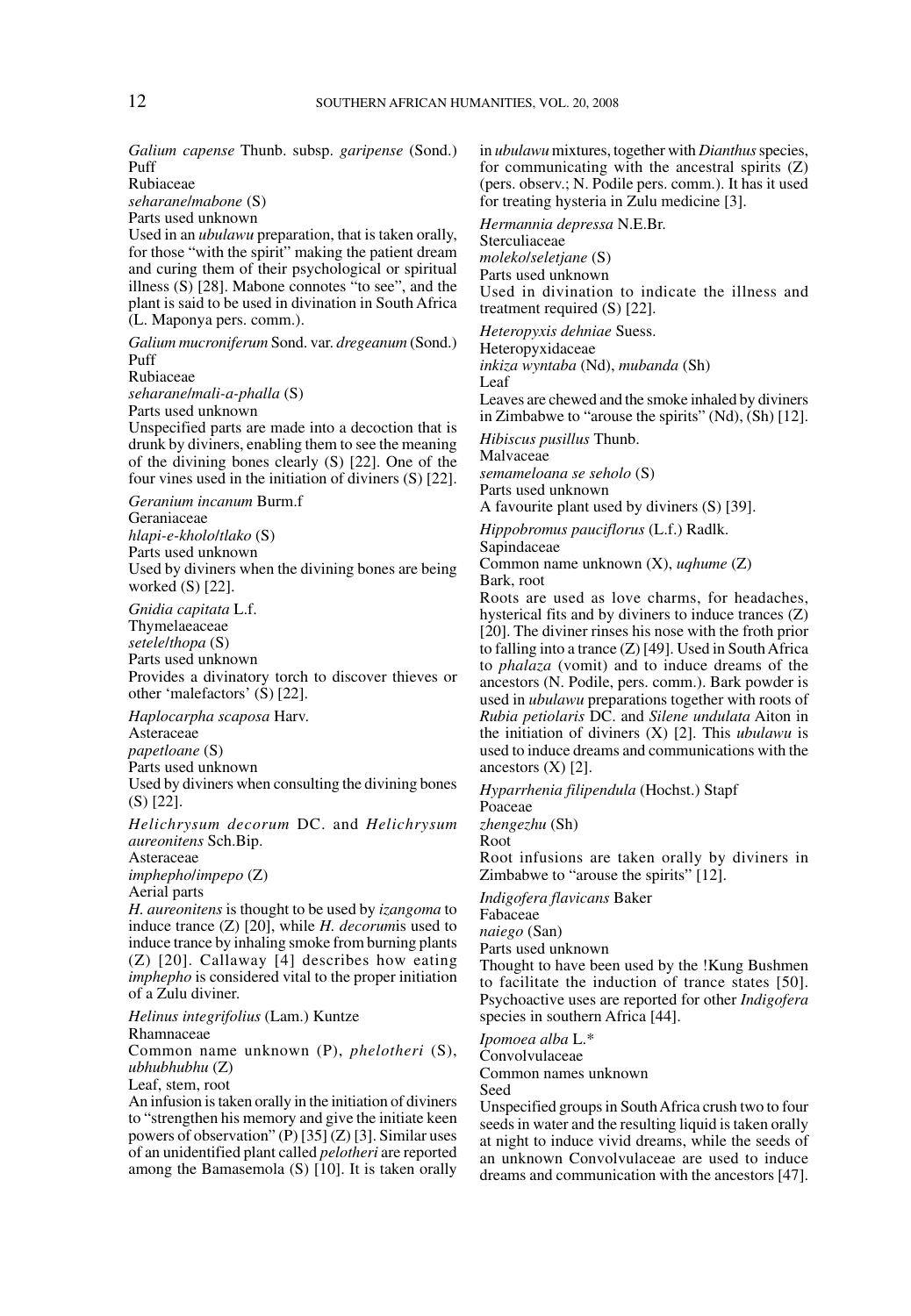*Galium capense* Thunb. subsp. *garipense* (Sond.) Puff
Rubiaceae
*seharane*/*mabone* (S)
Parts used unknown
Used in an *ubulawu* preparation, that is taken orally, for those "with the spirit" making the patient dream and curing them of their psychological or spiritual illness (S) [28]. Mabone connotes "to see", and the plant is said to be used in divination in South Africa (L. Maponya pers. comm.).

*Galium mucroniferum* Sond. var. *dregeanum* (Sond.) Puff
Rubiaceae
*seharane*/*mali-a-phalla* (S)
Parts used unknown
Unspecified parts are made into a decoction that is drunk by diviners, enabling them to see the meaning of the divining bones clearly (S) [22]. One of the four vines used in the initiation of diviners (S) [22].

*Geranium incanum* Burm.f
Geraniaceae
*hlapi-e-kholo*/*tlako* (S)
Parts used unknown
Used by diviners when the divining bones are being worked (S) [22].

*Gnidia capitata* L.f.
Thymelaeaceae
*setele*/*thopa* (S)
Parts used unknown
Provides a divinatory torch to discover thieves or other 'malefactors' (S) [22].

*Haplocarpha scaposa* Harv.
Asteraceae
*papetloane* (S)
Parts used unknown
Used by diviners when consulting the divining bones (S) [22].

*Helichrysum decorum* DC. and *Helichrysum aureonitens* Sch.Bip.
Asteraceae
*imphepho*/*impepo* (Z)
Aerial parts
*H. aureonitens* is thought to be used by *izangoma* to induce trance (Z) [20], while *H. decorum*is used to induce trance by inhaling smoke from burning plants (Z) [20]. Callaway [4] describes how eating *imphepho* is considered vital to the proper initiation of a Zulu diviner.

*Helinus integrifolius* (Lam.) Kuntze
Rhamnaceae
Common name unknown (P), *phelotheri* (S), *ubhubhubhu* (Z)
Leaf, stem, root
An infusion is taken orally in the initiation of diviners to "strengthen his memory and give the initiate keen powers of observation" (P) [35] (Z) [3]. Similar uses of an unidentified plant called *pelotheri* are reported among the Bamasemola (S) [10]. It is taken orally in *ubulawu* mixtures, together with *Dianthus* species, for communicating with the ancestral spirits (Z) (pers. observ.; N. Podile pers. comm.). It has it used for treating hysteria in Zulu medicine [3].

*Hermannia depressa* N.E.Br.
Sterculiaceae
*moleko*/*seletjane* (S)
Parts used unknown
Used in divination to indicate the illness and treatment required (S) [22].

*Heteropyxis dehniae* Suess.
Heteropyxidaceae
*inkiza wyntaba* (Nd), *mubanda* (Sh)
Leaf
Leaves are chewed and the smoke inhaled by diviners in Zimbabwe to "arouse the spirits" (Nd), (Sh) [12].

*Hibiscus pusillus* Thunb.
Malvaceae
*semameloana se seholo* (S)
Parts used unknown
A favourite plant used by diviners (S) [39].

*Hippobromus pauciflorus* (L.f.) Radlk.
Sapindaceae
Common name unknown (X), *uqhume* (Z)
Bark, root
Roots are used as love charms, for headaches, hysterical fits and by diviners to induce trances (Z) [20]. The diviner rinses his nose with the froth prior to falling into a trance (Z) [49]. Used in South Africa to *phalaza* (vomit) and to induce dreams of the ancestors (N. Podile, pers. comm.). Bark powder is used in *ubulawu* preparations together with roots of *Rubia petiolaris* DC. and *Silene undulata* Aiton in the initiation of diviners (X) [2]. This *ubulawu* is used to induce dreams and communications with the ancestors (X) [2].

*Hyparrhenia filipendula* (Hochst.) Stapf
Poaceae
*zhengezhu* (Sh)
Root
Root infusions are taken orally by diviners in Zimbabwe to "arouse the spirits" [12].

*Indigofera flavicans* Baker
Fabaceae
*naiego* (San)
Parts used unknown
Thought to have been used by the !Kung Bushmen to facilitate the induction of trance states [50]. Psychoactive uses are reported for other *Indigofera* species in southern Africa [44].

*Ipomoea alba* L.*
Convolvulaceae
Common names unknown
Seed
Unspecified groups in South Africa crush two to four seeds in water and the resulting liquid is taken orally at night to induce vivid dreams, while the seeds of an unknown Convolvulaceae are used to induce dreams and communication with the ancestors [47].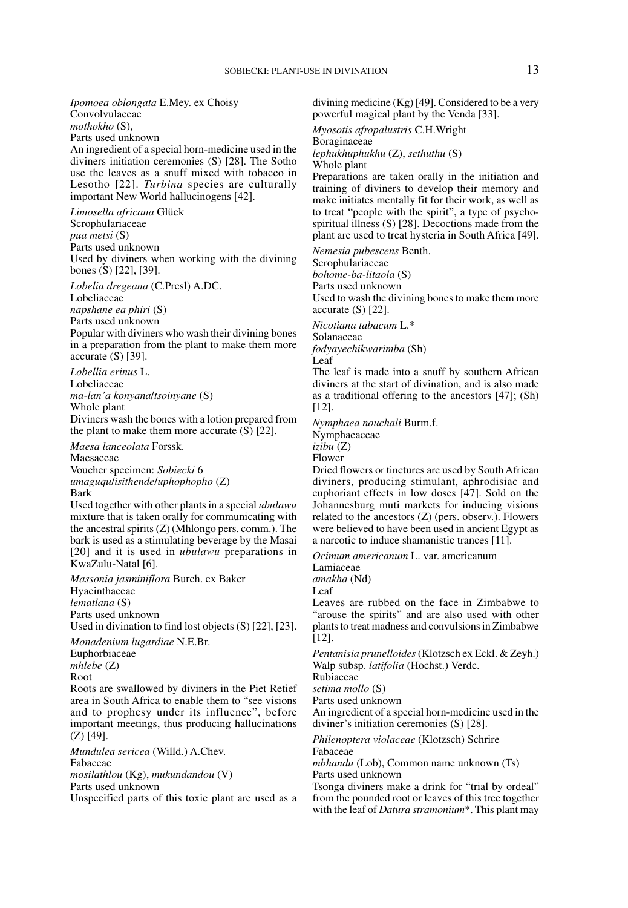*Ipomoea oblongata* E.Mey. ex Choisy
Convolvulaceae
*mothokho* (S),
Parts used unknown
An ingredient of a special horn-medicine used in the diviners initiation ceremonies (S) [28]. The Sotho use the leaves as a snuff mixed with tobacco in Lesotho [22]. *Turbina* species are culturally important New World hallucinogens [42].

*Limosella africana* Glück
Scrophulariaceae
*pua metsi* (S)
Parts used unknown
Used by diviners when working with the divining bones (S) [22], [39].

*Lobelia dregeana* (C.Presl) A.DC.
Lobeliaceae
*napshane ea phiri* (S)
Parts used unknown
Popular with diviners who wash their divining bones in a preparation from the plant to make them more accurate (S) [39].

*Lobellia erinus* L.
Lobeliaceae
*ma-lan'a konyana/tsoinyane* (S)
Whole plant
Diviners wash the bones with a lotion prepared from the plant to make them more accurate (S) [22].

*Maesa lanceolata* Forssk.
Maesaceae
Voucher specimen: *Sobiecki* 6
*umaguqu/isithende/uphophopho* (Z)
Bark
Used together with other plants in a special *ubulawu* mixture that is taken orally for communicating with the ancestral spirits (Z) (Mhlongo pers. comm.). The bark is used as a stimulating beverage by the Masai [20] and it is used in *ubulawu* preparations in KwaZulu-Natal [6].

*Massonia jasminiflora* Burch. ex Baker
Hyacinthaceae
*lematlana* (S)
Parts used unknown
Used in divination to find lost objects (S) [22], [23].

*Monadenium lugardiae* N.E.Br.
Euphorbiaceae
*mhlebe* (Z)
Root
Roots are swallowed by diviners in the Piet Retief area in South Africa to enable them to "see visions and to prophesy under its influence", before important meetings, thus producing hallucinations (Z) [49].

*Mundulea sericea* (Willd.) A.Chev.
Fabaceae
*mosilathlou* (Kg), *mukundandou* (V)
Parts used unknown
Unspecified parts of this toxic plant are used as a divining medicine (Kg) [49]. Considered to be a very powerful magical plant by the Venda [33].

*Myosotis afropalustris* C.H.Wright
Boraginaceae
*lephukhuphukhu* (Z), *sethuthu* (S)
Whole plant
Preparations are taken orally in the initiation and training of diviners to develop their memory and make initiates mentally fit for their work, as well as to treat "people with the spirit", a type of psycho-spiritual illness (S) [28]. Decoctions made from the plant are used to treat hysteria in South Africa [49].

*Nemesia pubescens* Benth.
Scrophulariaceae
*bohome-ba-litaola* (S)
Parts used unknown
Used to wash the divining bones to make them more accurate (S) [22].

*Nicotiana tabacum* L.*
Solanaceae
*fodyayechikwarimba* (Sh)
Leaf
The leaf is made into a snuff by southern African diviners at the start of divination, and is also made as a traditional offering to the ancestors [47]; (Sh) [12].

*Nymphaea nouchali* Burm.f.
Nymphaeaceae
*izibu* (Z)
Flower
Dried flowers or tinctures are used by South African diviners, producing stimulant, aphrodisiac and euphoriant effects in low doses [47]. Sold on the Johannesburg muti markets for inducing visions related to the ancestors (Z) (pers. observ.). Flowers were believed to have been used in ancient Egypt as a narcotic to induce shamanistic trances [11].

*Ocimum americanum* L. var. americanum
Lamiaceae
*amakha* (Nd)
Leaf
Leaves are rubbed on the face in Zimbabwe to "arouse the spirits" and are also used with other plants to treat madness and convulsions in Zimbabwe [12].

*Pentanisia prunelloides* (Klotzsch ex Eckl. & Zeyh.) Walp subsp. *latifolia* (Hochst.) Verdc.
Rubiaceae
*setima mollo* (S)
Parts used unknown
An ingredient of a special horn-medicine used in the diviner's initiation ceremonies (S) [28].

*Philenoptera violaceae* (Klotzsch) Schrire
Fabaceae
*mbhandu* (Lob), Common name unknown (Ts)
Parts used unknown
Tsonga diviners make a drink for "trial by ordeal" from the pounded root or leaves of this tree together with the leaf of *Datura stramonium*\*. This plant may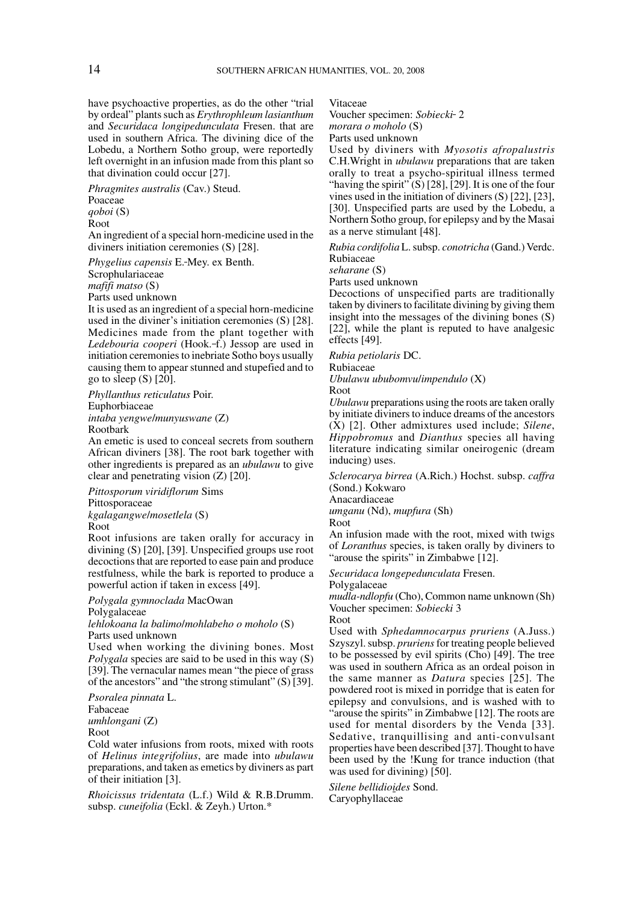have psychoactive properties, as do the other "trial by ordeal" plants such as *Erythrophleum lasianthum* and *Securidaca longipedunculata* Fresen. that are used in southern Africa. The divining dice of the Lobedu, a Northern Sotho group, were reportedly left overnight in an infusion made from this plant so that divination could occur [27].

*Phragmites australis* (Cav.) Steud.
Poaceae
*qoboi* (S)
Root
An ingredient of a special horn-medicine used in the diviners initiation ceremonies (S) [28].

*Phygelius capensis* E.-Mey. ex Benth.
Scrophulariaceae
*mafifi matso* (S)
Parts used unknown
It is used as an ingredient of a special horn-medicine used in the diviner's initiation ceremonies (S) [28]. Medicines made from the plant together with *Ledebouria cooperi* (Hook.-f.) Jessop are used in initiation ceremonies to inebriate Sotho boys usually causing them to appear stunned and stupefied and to go to sleep (S) [20].

*Phyllanthus reticulatus* Poir.
Euphorbiaceae
*intaba yengwe*/*munyuswane* (Z)
Rootbark
An emetic is used to conceal secrets from southern African diviners [38]. The root bark together with other ingredients is prepared as an *ubulawu* to give clear and penetrating vision (Z) [20].

*Pittosporum viridiflorum* Sims
Pittosporaceae
*kgalagangwe*/*mosetlela* (S)
Root
Root infusions are taken orally for accuracy in divining (S) [20], [39]. Unspecified groups use root decoctions that are reported to ease pain and produce restfulness, while the bark is reported to produce a powerful action if taken in excess [49].

*Polygala gymnoclada* MacOwan
Polygalaceae
*lehlokoana la balimo*/*mohlabeho o moholo* (S)
Parts used unknown
Used when working the divining bones. Most *Polygala* species are said to be used in this way (S) [39]. The vernacular names mean "the piece of grass of the ancestors" and "the strong stimulant" (S) [39].

*Psoralea pinnata* L.
Fabaceae
*umhlongani* (Z)
Root
Cold water infusions from roots, mixed with roots of *Helinus integrifolius*, are made into *ubulawu* preparations, and taken as emetics by diviners as part of their initiation [3].

*Rhoicissus tridentata* (L.f.) Wild & R.B.Drumm. subsp. *cuneifolia* (Eckl. & Zeyh.) Urton.*
Vitaceae
Voucher specimen: *Sobiecki*- 2
*morara o moholo* (S)
Parts used unknown
Used by diviners with *Myosotis afropalustris* C.H.Wright in *ubulawu* preparations that are taken orally to treat a psycho-spiritual illness termed "having the spirit" (S) [28], [29]. It is one of the four vines used in the initiation of diviners (S) [22], [23], [30]. Unspecified parts are used by the Lobedu, a Northern Sotho group, for epilepsy and by the Masai as a nerve stimulant [48].

*Rubia cordifolia* L. subsp. *conotricha* (Gand.) Verdc.
Rubiaceae
*seharane* (S)
Parts used unknown
Decoctions of unspecified parts are traditionally taken by diviners to facilitate divining by giving them insight into the messages of the divining bones (S) [22], while the plant is reputed to have analgesic effects [49].

*Rubia petiolaris* DC.
Rubiaceae
*Ubulawu ububomvu*/*impendulo* (X)
Root
*Ubulawu* preparations using the roots are taken orally by initiate diviners to induce dreams of the ancestors (X) [2]. Other admixtures used include; *Silene*, *Hippobromus* and *Dianthus* species all having literature indicating similar oneirogenic (dream inducing) uses.

*Sclerocarya birrea* (A.Rich.) Hochst. subsp. *caffra* (Sond.) Kokwaro
Anacardiaceae
*umganu* (Nd), *mupfura* (Sh)
Root
An infusion made with the root, mixed with twigs of *Loranthus* species, is taken orally by diviners to "arouse the spirits" in Zimbabwe [12].

*Securidaca longepedunculata* Fresen.
Polygalaceae
*mudla-ndlopfu* (Cho), Common name unknown (Sh)
Voucher specimen: *Sobiecki* 3
Root
Used with *Sphedamnocarpus pruriens* (A.Juss.) Szyszyl. subsp. *pruriens* for treating people believed to be possessed by evil spirits (Cho) [49]. The tree was used in southern Africa as an ordeal poison in the same manner as *Datura* species [25]. The powdered root is mixed in porridge that is eaten for epilepsy and convulsions, and is washed with to "arouse the spirits" in Zimbabwe [12]. The roots are used for mental disorders by the Venda [33]. Sedative, tranquillising and anti-convulsant properties have been described [37]. Thought to have been used by the !Kung for trance induction (that was used for divining) [50].

*Silene bellidioides* Sond.
Caryophyllaceae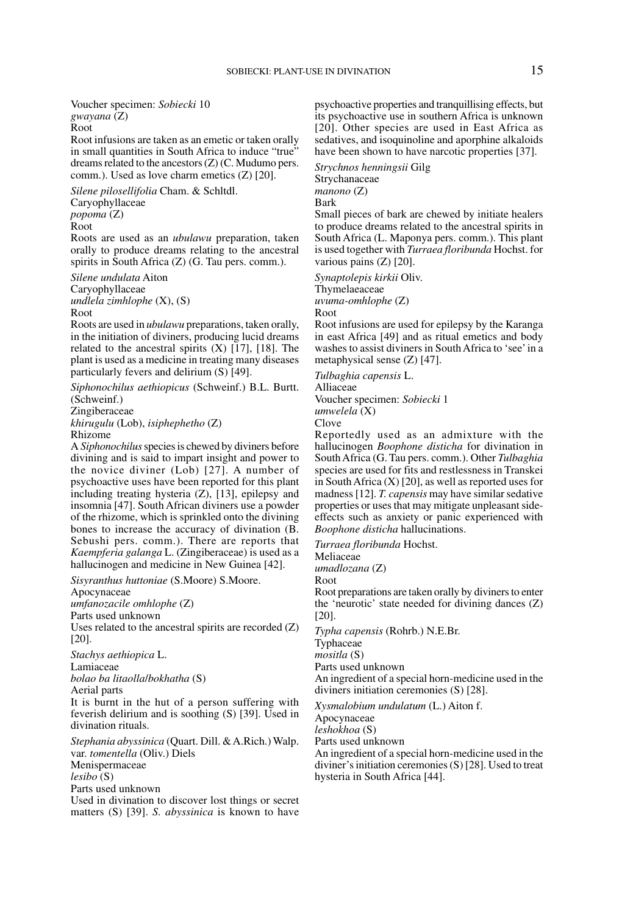Voucher specimen: *Sobiecki* 10
*gwayana* (Z)
Root
Root infusions are taken as an emetic or taken orally in small quantities in South Africa to induce "true" dreams related to the ancestors (Z) (C. Mudumo pers. comm.). Used as love charm emetics (Z) [20].

*Silene pilosellifolia* Cham. & Schltdl.
Caryophyllaceae
*popoma* (Z)
Root
Roots are used as an *ubulawu* preparation, taken orally to produce dreams relating to the ancestral spirits in South Africa (Z) (G. Tau pers. comm.).

*Silene undulata* Aiton
Caryophyllaceae
*undlela zimhlophe* (X), (S)
Root
Roots are used in *ubulawu* preparations, taken orally, in the initiation of diviners, producing lucid dreams related to the ancestral spirits (X) [17], [18]. The plant is used as a medicine in treating many diseases particularly fevers and delirium (S) [49].

*Siphonochilus aethiopicus* (Schweinf.) B.L. Burtt. (Schweinf.)
Zingiberaceae
*khirugulu* (Lob), *isiphephetho* (Z)
Rhizome
A *Siphonochilus* species is chewed by diviners before divining and is said to impart insight and power to the novice diviner (Lob) [27]. A number of psychoactive uses have been reported for this plant including treating hysteria (Z), [13], epilepsy and insomnia [47]. South African diviners use a powder of the rhizome, which is sprinkled onto the divining bones to increase the accuracy of divination (B. Sebushi pers. comm.). There are reports that *Kaempferia galanga* L. (Zingiberaceae) is used as a hallucinogen and medicine in New Guinea [42].

*Sisyranthus huttoniae* (S.Moore) S.Moore.
Apocynaceae
*umfanozacile omhlophe* (Z)
Parts used unknown
Uses related to the ancestral spirits are recorded (Z) [20].

*Stachys aethiopica* L.
Lamiaceae
*bolao ba litaolla/bokhatha* (S)
Aerial parts
It is burnt in the hut of a person suffering with feverish delirium and is soothing (S) [39]. Used in divination rituals.

*Stephania abyssinica* (Quart. Dill. & A.Rich.) Walp. var. *tomentella* (Oliv.) Diels
Menispermaceae
*lesibo* (S)
Parts used unknown
Used in divination to discover lost things or secret matters (S) [39]. *S. abyssinica* is known to have psychoactive properties and tranquillising effects, but its psychoactive use in southern Africa is unknown [20]. Other species are used in East Africa as sedatives, and isoquinoline and aporphine alkaloids have been shown to have narcotic properties [37].

*Strychnos henningsii* Gilg
Strychanaceae
*manono* (Z)
Bark
Small pieces of bark are chewed by initiate healers to produce dreams related to the ancestral spirits in South Africa (L. Maponya pers. comm.). This plant is used together with *Turraea floribunda* Hochst. for various pains (Z) [20].

*Synaptolepis kirkii* Oliv.
Thymelaeaceae
*uvuma-omhlophe* (Z)
Root
Root infusions are used for epilepsy by the Karanga in east Africa [49] and as ritual emetics and body washes to assist diviners in South Africa to 'see' in a metaphysical sense (Z) [47].

*Tulbaghia capensis* L.
Alliaceae
Voucher specimen: *Sobiecki* 1
*umwelela* (X)
Clove
Reportedly used as an admixture with the hallucinogen *Boophone disticha* for divination in South Africa (G. Tau pers. comm.). Other *Tulbaghia* species are used for fits and restlessness in Transkei in South Africa (X) [20], as well as reported uses for madness [12]. *T. capensis* may have similar sedative properties or uses that may mitigate unpleasant side-effects such as anxiety or panic experienced with *Boophone disticha* hallucinations.

*Turraea floribunda* Hochst.
Meliaceae
*umadlozana* (Z)
Root
Root preparations are taken orally by diviners to enter the 'neurotic' state needed for divining dances (Z) [20].

*Typha capensis* (Rohrb.) N.E.Br.
Typhaceae
*mositla* (S)
Parts used unknown
An ingredient of a special horn-medicine used in the diviners initiation ceremonies (S) [28].

*Xysmalobium undulatum* (L.) Aiton f.
Apocynaceae
*leshokhoa* (S)
Parts used unknown
An ingredient of a special horn-medicine used in the diviner's initiation ceremonies (S) [28]. Used to treat hysteria in South Africa [44].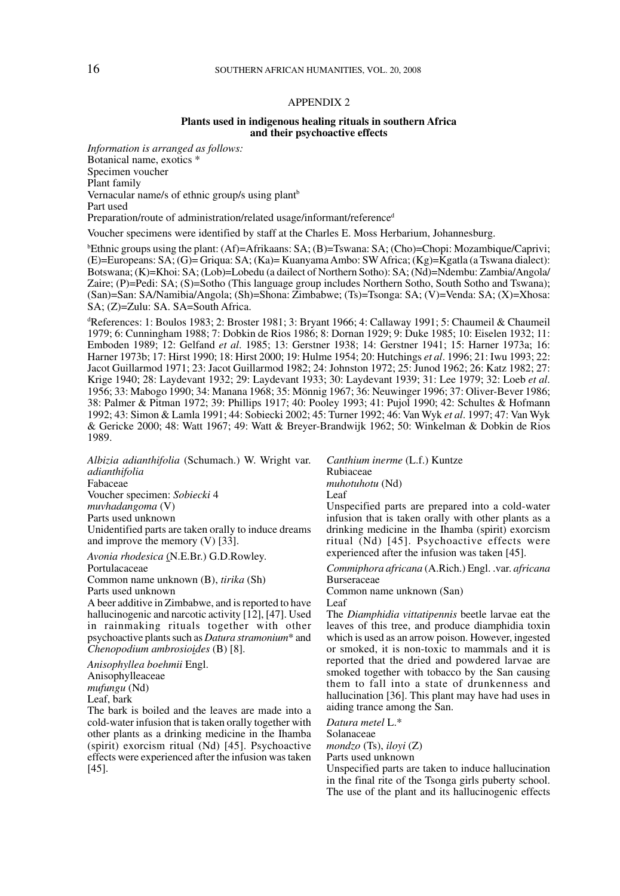## APPENDIX 2

### Plants used in indigenous healing rituals in southern Africa and their psychoactive effects

*Information is arranged as follows:*
Botanical name, exotics *
Specimen voucher
Plant family
Vernacular name/s of ethnic group/s using plant[b]
Part used
Preparation/route of administration/related usage/informant/reference[d]

Voucher specimens were identified by staff at the Charles E. Moss Herbarium, Johannesburg.

[b]Ethnic groups using the plant: (Af)=Afrikaans: SA; (B)=Tswana: SA; (Cho)=Chopi: Mozambique/Caprivi; (E)=Europeans: SA; (G)= Griqua: SA; (Ka)= Kuanyama Ambo: SW Africa; (Kg)=Kgatla (a Tswana dialect): Botswana; (K)=Khoi: SA; (Lob)=Lobedu (a dailect of Northern Sotho): SA; (Nd)=Ndembu: Zambia/Angola/Zaire; (P)=Pedi: SA; (S)=Sotho (This language group includes Northern Sotho, South Sotho and Tswana); (San)=San: SA/Namibia/Angola; (Sh)=Shona: Zimbabwe; (Ts)=Tsonga: SA; (V)=Venda: SA; (X)=Xhosa: SA; (Z)=Zulu: SA. SA=South Africa.

[d]References: 1: Boulos 1983; 2: Broster 1981; 3: Bryant 1966; 4: Callaway 1991; 5: Chaumeil & Chaumeil 1979; 6: Cunningham 1988; 7: Dobkin de Rios 1986; 8: Dornan 1929; 9: Duke 1985; 10: Eiselen 1932; 11: Emboden 1989; 12: Gelfand *et al*. 1985; 13: Gerstner 1938; 14: Gerstner 1941; 15: Harner 1973a; 16: Harner 1973b; 17: Hirst 1990; 18: Hirst 2000; 19: Hulme 1954; 20: Hutchings *et al*. 1996; 21: Iwu 1993; 22: Jacot Guillarmod 1971; 23: Jacot Guillarmod 1982; 24: Johnston 1972; 25: Junod 1962; 26: Katz 1982; 27: Krige 1940; 28: Laydevant 1932; 29: Laydevant 1933; 30: Laydevant 1939; 31: Lee 1979; 32: Loeb *et al*. 1956; 33: Mabogo 1990; 34: Manana 1968; 35: Mönnig 1967; 36: Neuwinger 1996; 37: Oliver-Bever 1986; 38: Palmer & Pitman 1972; 39: Phillips 1917; 40: Pooley 1993; 41: Pujol 1990; 42: Schultes & Hofmann 1992; 43: Simon & Lamla 1991; 44: Sobiecki 2002; 45: Turner 1992; 46: Van Wyk *et al*. 1997; 47: Van Wyk & Gericke 2000; 48: Watt 1967; 49: Watt & Breyer-Brandwijk 1962; 50: Winkelman & Dobkin de Rios 1989.

*Albizia adianthifolia* (Schumach.) W. Wright var. *adianthifolia*
Fabaceae
Voucher specimen: *Sobiecki* 4
*muvhadangoma* (V)
Parts used unknown
Unidentified parts are taken orally to induce dreams and improve the memory (V) [33].

*Avonia rhodesica* (N.E.Br.) G.D.Rowley.
Portulacaceae
Common name unknown (B), *tirika* (Sh)
Parts used unknown
A beer additive in Zimbabwe, and is reported to have hallucinogenic and narcotic activity [12], [47]. Used in rainmaking rituals together with other psychoactive plants such as *Datura stramonium** and *Chenopodium ambrosioides* (B) [8].

*Anisophyllea boehmii* Engl.
Anisophylleaceae
*mufungu* (Nd)
Leaf, bark
The bark is boiled and the leaves are made into a cold-water infusion that is taken orally together with other plants as a drinking medicine in the Ihamba (spirit) exorcism ritual (Nd) [45]. Psychoactive effects were experienced after the infusion was taken [45].

*Canthium inerme* (L.f.) Kuntze
Rubiaceae
*muhotuhotu* (Nd)
Leaf
Unspecified parts are prepared into a cold-water infusion that is taken orally with other plants as a drinking medicine in the Ihamba (spirit) exorcism ritual (Nd) [45]. Psychoactive effects were experienced after the infusion was taken [45].

*Commiphora africana* (A.Rich.) Engl. .var. *africana*
Burseraceae
Common name unknown (San)
Leaf
The *Diamphidia vittatipennis* beetle larvae eat the leaves of this tree, and produce diamphidia toxin which is used as an arrow poison. However, ingested or smoked, it is non-toxic to mammals and it is reported that the dried and powdered larvae are smoked together with tobacco by the San causing them to fall into a state of drunkenness and hallucination [36]. This plant may have had uses in aiding trance among the San.

*Datura metel* L.*
Solanaceae
*mondzo* (Ts), *iloyi* (Z)
Parts used unknown
Unspecified parts are taken to induce hallucination in the final rite of the Tsonga girls puberty school. The use of the plant and its hallucinogenic effects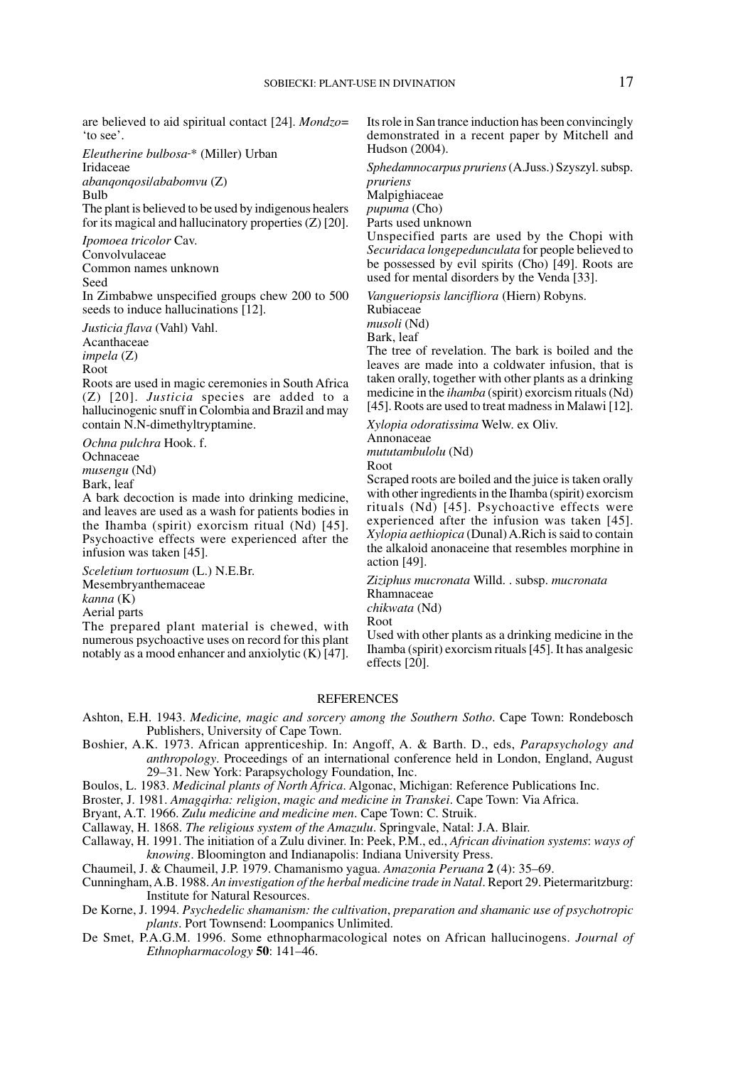are believed to aid spiritual contact [24]. *Mondzo*= 'to see'.

*Eleutherine bulbosa*-* (Miller) Urban
Iridaceae
*abanqonqosi*/*ababomvu* (Z)
Bulb
The plant is believed to be used by indigenous healers for its magical and hallucinatory properties (Z) [20].

*Ipomoea tricolor* Cav.
Convolvulaceae
Common names unknown
Seed
In Zimbabwe unspecified groups chew 200 to 500 seeds to induce hallucinations [12].

*Justicia flava* (Vahl) Vahl.
Acanthaceae
*impela* (Z)
Root
Roots are used in magic ceremonies in South Africa (Z) [20]. *Justicia* species are added to a hallucinogenic snuff in Colombia and Brazil and may contain N.N-dimethyltryptamine.

*Ochna pulchra* Hook. f.
Ochnaceae
*musengu* (Nd)
Bark, leaf
A bark decoction is made into drinking medicine, and leaves are used as a wash for patients bodies in the Ihamba (spirit) exorcism ritual (Nd) [45]. Psychoactive effects were experienced after the infusion was taken [45].

*Sceletium tortuosum* (L.) N.E.Br.
Mesembryanthemaceae
*kanna* (K)
Aerial parts
The prepared plant material is chewed, with numerous psychoactive uses on record for this plant notably as a mood enhancer and anxiolytic (K) [47]. Its role in San trance induction has been convincingly demonstrated in a recent paper by Mitchell and Hudson (2004).

*Sphedamnocarpus pruriens* (A.Juss.) Szyszyl. subsp. *pruriens*
Malpighiaceae
*pupuma* (Cho)
Parts used unknown
Unspecified parts are used by the Chopi with *Securidaca longepedunculata* for people believed to be possessed by evil spirits (Cho) [49]. Roots are used for mental disorders by the Venda [33].

*Vangueriopsis lancifliora* (Hiern) Robyns.
Rubiaceae
*musoli* (Nd)
Bark, leaf
The tree of revelation. The bark is boiled and the leaves are made into a coldwater infusion, that is taken orally, together with other plants as a drinking medicine in the *ihamba* (spirit) exorcism rituals (Nd) [45]. Roots are used to treat madness in Malawi [12].

*Xylopia odoratissima* Welw. ex Oliv.
Annonaceae
*mututambulolu* (Nd)
Root
Scraped roots are boiled and the juice is taken orally with other ingredients in the Ihamba (spirit) exorcism rituals (Nd) [45]. Psychoactive effects were experienced after the infusion was taken [45]. *Xylopia aethiopica* (Dunal) A.Rich is said to contain the alkaloid anonaceine that resembles morphine in action [49].

*Ziziphus mucronata* Willd. . subsp. *mucronata*
Rhamnaceae
*chikwata* (Nd)
Root
Used with other plants as a drinking medicine in the Ihamba (spirit) exorcism rituals [45]. It has analgesic effects [20].

## REFERENCES

Ashton, E.H. 1943. *Medicine, magic and sorcery among the Southern Sotho*. Cape Town: Rondebosch Publishers, University of Cape Town.

Boshier, A.K. 1973. African apprenticeship. In: Angoff, A. & Barth. D., eds, *Parapsychology and anthropology*. Proceedings of an international conference held in London, England, August 29–31. New York: Parapsychology Foundation, Inc.

Boulos, L. 1983. *Medicinal plants of North Africa*. Algonac, Michigan: Reference Publications Inc.

Broster, J. 1981. *Amagqirha: religion, magic and medicine in Transkei*. Cape Town: Via Africa.

Bryant, A.T. 1966. *Zulu medicine and medicine men*. Cape Town: C. Struik.

Callaway, H. 1868. *The religious system of the Amazulu*. Springvale, Natal: J.A. Blair.

Callaway, H. 1991. The initiation of a Zulu diviner. In: Peek, P.M., ed., *African divination systems: ways of knowing*. Bloomington and Indianapolis: Indiana University Press.

Chaumeil, J. & Chaumeil, J.P. 1979. Chamanismo yagua. *Amazonia Peruana* **2** (4): 35–69.

Cunningham, A.B. 1988. *An investigation of the herbal medicine trade in Natal*. Report 29. Pietermaritzburg: Institute for Natural Resources.

De Korne, J. 1994. *Psychedelic shamanism: the cultivation, preparation and shamanic use of psychotropic plants*. Port Townsend: Loompanics Unlimited.

De Smet, P.A.G.M. 1996. Some ethnopharmacological notes on African hallucinogens. *Journal of Ethnopharmacology* **50**: 141–46.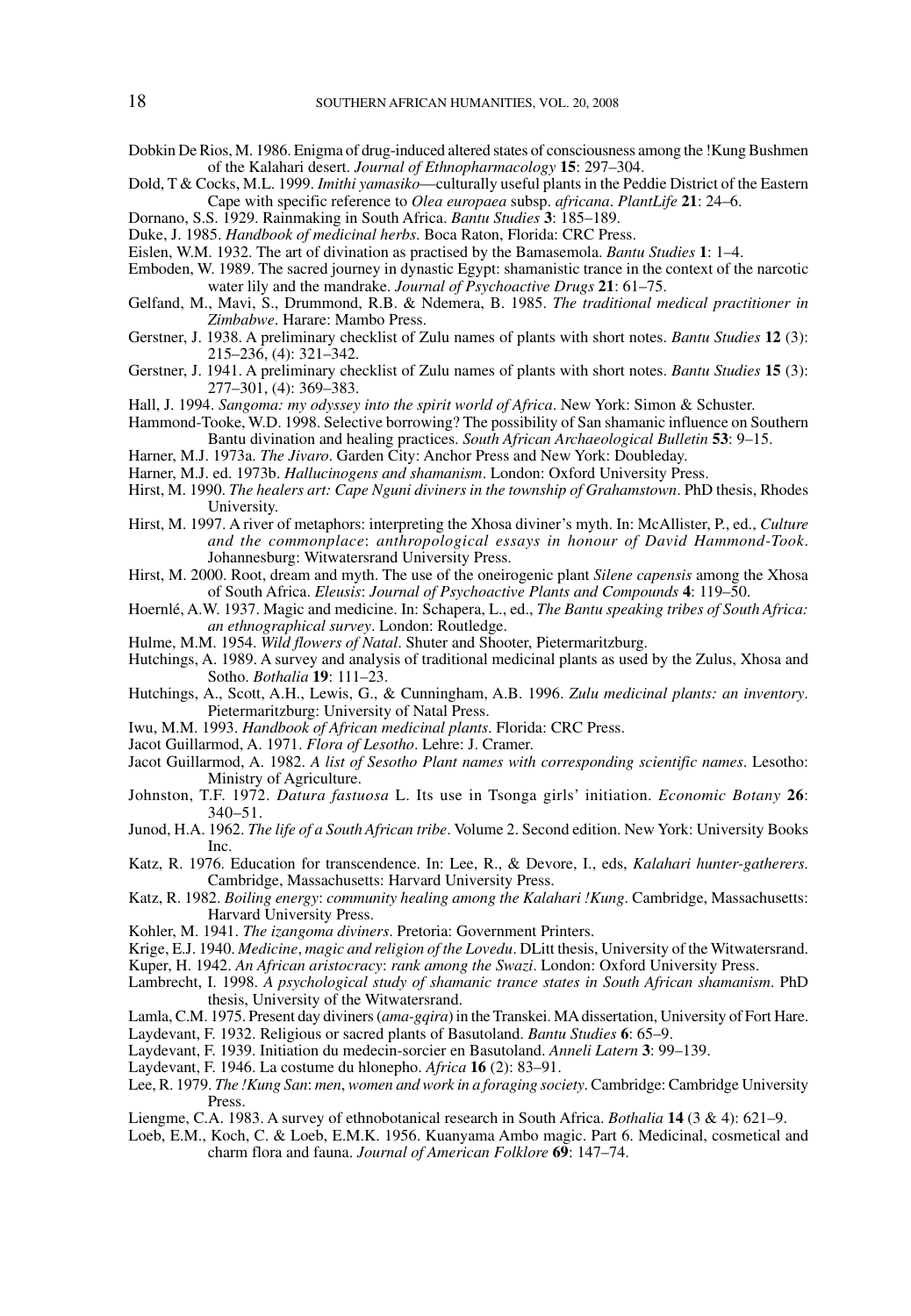Dobkin De Rios, M. 1986. Enigma of drug-induced altered states of consciousness among the !Kung Bushmen of the Kalahari desert. *Journal of Ethnopharmacology* **15**: 297–304.

Dold, T & Cocks, M.L. 1999. *Imithi yamasiko*—culturally useful plants in the Peddie District of the Eastern Cape with specific reference to *Olea europaea* subsp. *africana*. *PlantLife* **21**: 24–6.

Dornano, S.S. 1929. Rainmaking in South Africa. *Bantu Studies* **3**: 185–189.

Duke, J. 1985. *Handbook of medicinal herbs*. Boca Raton, Florida: CRC Press.

Eislen, W.M. 1932. The art of divination as practised by the Bamasemola. *Bantu Studies* **1**: 1–4.

Emboden, W. 1989. The sacred journey in dynastic Egypt: shamanistic trance in the context of the narcotic water lily and the mandrake. *Journal of Psychoactive Drugs* **21**: 61–75.

Gelfand, M., Mavi, S., Drummond, R.B. & Ndemera, B. 1985. *The traditional medical practitioner in Zimbabwe*. Harare: Mambo Press.

Gerstner, J. 1938. A preliminary checklist of Zulu names of plants with short notes. *Bantu Studies* **12** (3): 215–236, (4): 321–342.

Gerstner, J. 1941. A preliminary checklist of Zulu names of plants with short notes. *Bantu Studies* **15** (3): 277–301, (4): 369–383.

Hall, J. 1994. *Sangoma: my odyssey into the spirit world of Africa*. New York: Simon & Schuster.

Hammond-Tooke, W.D. 1998. Selective borrowing? The possibility of San shamanic influence on Southern Bantu divination and healing practices. *South African Archaeological Bulletin* **53**: 9–15.

Harner, M.J. 1973a. *The Jivaro*. Garden City: Anchor Press and New York: Doubleday.

Harner, M.J. ed. 1973b. *Hallucinogens and shamanism*. London: Oxford University Press.

Hirst, M. 1990. *The healers art: Cape Nguni diviners in the township of Grahamstown*. PhD thesis, Rhodes University.

Hirst, M. 1997. A river of metaphors: interpreting the Xhosa diviner's myth. In: McAllister, P., ed., *Culture and the commonplace*: *anthropological essays in honour of David Hammond-Took*. Johannesburg: Witwatersrand University Press.

Hirst, M. 2000. Root, dream and myth. The use of the oneirogenic plant *Silene capensis* among the Xhosa of South Africa. *Eleusis*: *Journal of Psychoactive Plants and Compounds* **4**: 119–50.

Hoernlé, A.W. 1937. Magic and medicine. In: Schapera, L., ed., *The Bantu speaking tribes of South Africa: an ethnographical survey*. London: Routledge.

Hulme, M.M. 1954. *Wild flowers of Natal*. Shuter and Shooter, Pietermaritzburg.

Hutchings, A. 1989. A survey and analysis of traditional medicinal plants as used by the Zulus, Xhosa and Sotho. *Bothalia* **19**: 111–23.

Hutchings, A., Scott, A.H., Lewis, G., & Cunningham, A.B. 1996. *Zulu medicinal plants: an inventory*. Pietermaritzburg: University of Natal Press.

Iwu, M.M. 1993. *Handbook of African medicinal plants*. Florida: CRC Press.

Jacot Guillarmod, A. 1971. *Flora of Lesotho*. Lehre: J. Cramer.

Jacot Guillarmod, A. 1982. *A list of Sesotho Plant names with corresponding scientific names*. Lesotho: Ministry of Agriculture.

Johnston, T.F. 1972. *Datura fastuosa* L. Its use in Tsonga girls' initiation. *Economic Botany* **26**: 340–51.

Junod, H.A. 1962. *The life of a South African tribe*. Volume 2. Second edition. New York: University Books Inc.

Katz, R. 1976. Education for transcendence. In: Lee, R., & Devore, I., eds, *Kalahari hunter-gatherers*. Cambridge, Massachusetts: Harvard University Press.

Katz, R. 1982. *Boiling energy*: *community healing among the Kalahari !Kung*. Cambridge, Massachusetts: Harvard University Press.

Kohler, M. 1941. *The izangoma diviners*. Pretoria: Government Printers.

Krige, E.J. 1940. *Medicine*, *magic and religion of the Lovedu*. DLitt thesis, University of the Witwatersrand.

Kuper, H. 1942. *An African aristocracy*: *rank among the Swazi*. London: Oxford University Press.

Lambrecht, I. 1998. *A psychological study of shamanic trance states in South African shamanism*. PhD thesis, University of the Witwatersrand.

Lamla, C.M. 1975. Present day diviners (*ama-gqira*) in the Transkei. MA dissertation, University of Fort Hare.

Laydevant, F. 1932. Religious or sacred plants of Basutoland. *Bantu Studies* **6**: 65–9.

Laydevant, F. 1939. Initiation du medecin-sorcier en Basutoland. *Anneli Latern* **3**: 99–139.

Laydevant, F. 1946. La costume du hlonepho. *Africa* **16** (2): 83–91.

Lee, R. 1979. *The !Kung San*: *men*, *women and work in a foraging society*. Cambridge: Cambridge University Press.

Liengme, C.A. 1983. A survey of ethnobotanical research in South Africa. *Bothalia* **14** (3 & 4): 621–9.

Loeb, E.M., Koch, C. & Loeb, E.M.K. 1956. Kuanyama Ambo magic. Part 6. Medicinal, cosmetical and charm flora and fauna. *Journal of American Folklore* **69**: 147–74.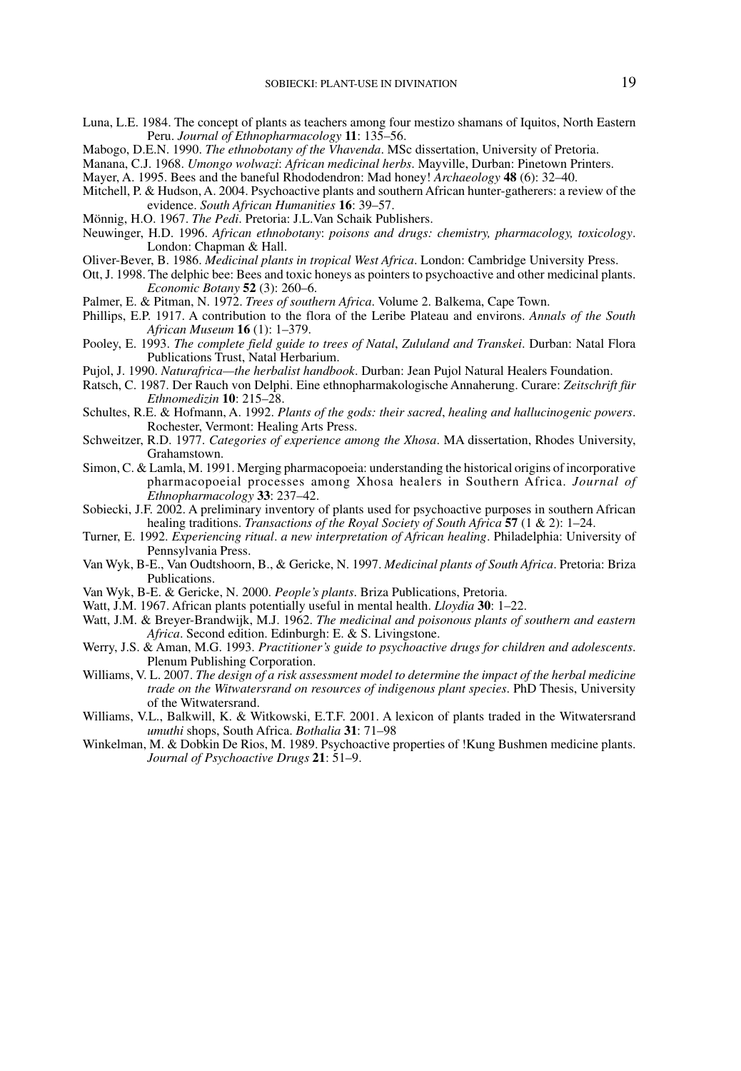Luna, L.E. 1984. The concept of plants as teachers among four mestizo shamans of Iquitos, North Eastern Peru. *Journal of Ethnopharmacology* **11**: 135–56.

Mabogo, D.E.N. 1990. *The ethnobotany of the Vhavenda*. MSc dissertation, University of Pretoria.

Manana, C.J. 1968. *Umongo wolwazi*: *African medicinal herbs*. Mayville, Durban: Pinetown Printers.

Mayer, A. 1995. Bees and the baneful Rhododendron: Mad honey! *Archaeology* **48** (6): 32–40.

Mitchell, P. & Hudson, A. 2004. Psychoactive plants and southern African hunter-gatherers: a review of the evidence. *South African Humanities* **16**: 39–57.

Mönnig, H.O. 1967. *The Pedi*. Pretoria: J.L.Van Schaik Publishers.

Neuwinger, H.D. 1996. *African ethnobotany*: *poisons and drugs: chemistry, pharmacology, toxicology*. London: Chapman & Hall.

Oliver-Bever, B. 1986. *Medicinal plants in tropical West Africa*. London: Cambridge University Press.

Ott, J. 1998. The delphic bee: Bees and toxic honeys as pointers to psychoactive and other medicinal plants. *Economic Botany* **52** (3): 260–6.

Palmer, E. & Pitman, N. 1972. *Trees of southern Africa*. Volume 2. Balkema, Cape Town.

Phillips, E.P. 1917. A contribution to the flora of the Leribe Plateau and environs. *Annals of the South African Museum* **16** (1): 1–379.

Pooley, E. 1993. *The complete field guide to trees of Natal*, *Zululand and Transkei*. Durban: Natal Flora Publications Trust, Natal Herbarium.

Pujol, J. 1990. *Naturafrica—the herbalist handbook*. Durban: Jean Pujol Natural Healers Foundation.

Ratsch, C. 1987. Der Rauch von Delphi. Eine ethnopharmakologische Annaherung. Curare: *Zeitschrift für Ethnomedizin* **10**: 215–28.

Schultes, R.E. & Hofmann, A. 1992. *Plants of the gods: their sacred*, *healing and hallucinogenic powers*. Rochester, Vermont: Healing Arts Press.

Schweitzer, R.D. 1977. *Categories of experience among the Xhosa*. MA dissertation, Rhodes University, Grahamstown.

Simon, C. & Lamla, M. 1991. Merging pharmacopoeia: understanding the historical origins of incorporative pharmacopoeial processes among Xhosa healers in Southern Africa. *Journal of Ethnopharmacology* **33**: 237–42.

Sobiecki, J.F. 2002. A preliminary inventory of plants used for psychoactive purposes in southern African healing traditions. *Transactions of the Royal Society of South Africa* **57** (1 & 2): 1–24.

Turner, E. 1992. *Experiencing ritual*. *a new interpretation of African healing*. Philadelphia: University of Pennsylvania Press.

Van Wyk, B-E., Van Oudtshoorn, B., & Gericke, N. 1997. *Medicinal plants of South Africa*. Pretoria: Briza Publications.

Van Wyk, B-E. & Gericke, N. 2000. *People's plants*. Briza Publications, Pretoria.

Watt, J.M. 1967. African plants potentially useful in mental health. *Lloydia* **30**: 1–22.

Watt, J.M. & Breyer-Brandwijk, M.J. 1962. *The medicinal and poisonous plants of southern and eastern Africa*. Second edition. Edinburgh: E. & S. Livingstone.

Werry, J.S. & Aman, M.G. 1993. *Practitioner's guide to psychoactive drugs for children and adolescents*. Plenum Publishing Corporation.

Williams, V. L. 2007. *The design of a risk assessment model to determine the impact of the herbal medicine trade on the Witwatersrand on resources of indigenous plant species*. PhD Thesis, University of the Witwatersrand.

Williams, V.L., Balkwill, K. & Witkowski, E.T.F. 2001. A lexicon of plants traded in the Witwatersrand *umuthi* shops, South Africa. *Bothalia* **31**: 71–98

Winkelman, M. & Dobkin De Rios, M. 1989. Psychoactive properties of !Kung Bushmen medicine plants. *Journal of Psychoactive Drugs* **21**: 51–9.